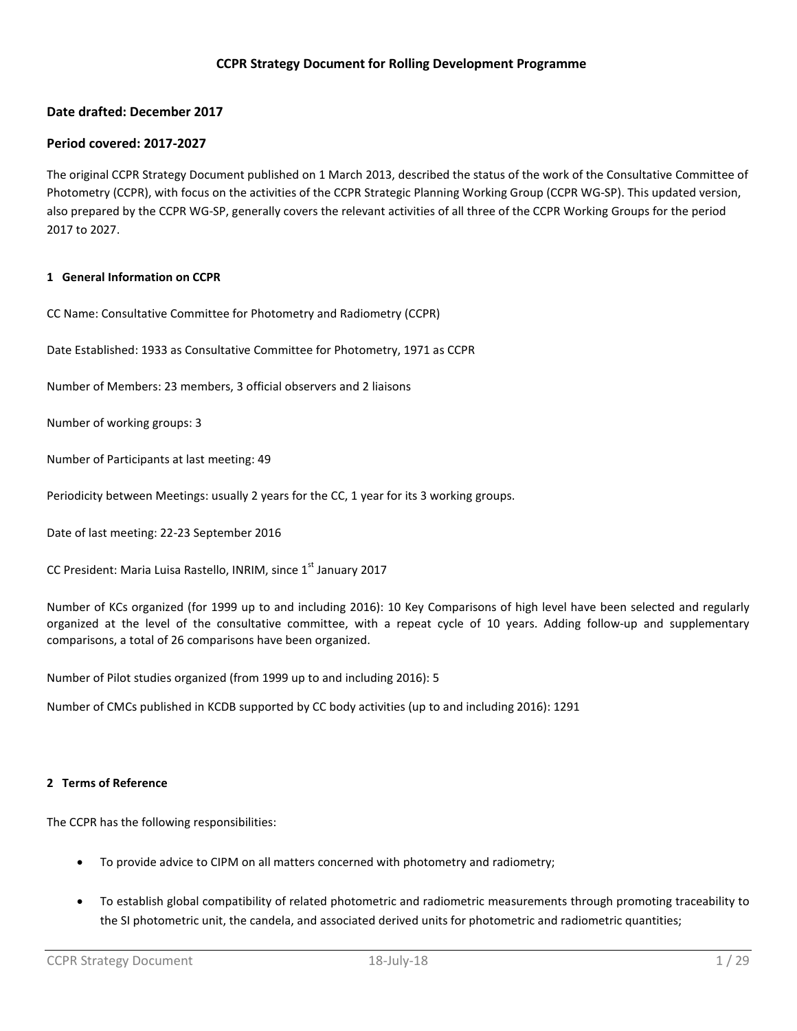# CCPR Strategy Document for Rolling Development Programme

## Date drafted: December 2017

## Period covered: 2017-2027

The original CCPR Strategy Document published on 1 March 2013, described the status of the work of the Consultative Committee of Photometry (CCPR), with focus on the activities of the CCPR Strategic Planning Working Group (CCPR WG-SP). This updated version, also prepared by the CCPR WG-SP, generally covers the relevant activities of all three of the CCPR Working Groups for the period 2017 to 2027.

### 1 General Information on CCPR

CC Name: Consultative Committee for Photometry and Radiometry (CCPR)

Date Established: 1933 as Consultative Committee for Photometry, 1971 as CCPR

Number of Members: 23 members, 3 official observers and 2 liaisons

Number of working groups: 3

Number of Participants at last meeting: 49

Periodicity between Meetings: usually 2 years for the CC, 1 year for its 3 working groups.

Date of last meeting: 22-23 September 2016

CC President: Maria Luisa Rastello, INRIM, since 1st January 2017

Number of KCs organized (for 1999 up to and including 2016): 10 Key Comparisons of high level have been selected and regularly organized at the level of the consultative committee, with a repeat cycle of 10 years. Adding follow-up and supplementary comparisons, a total of 26 comparisons have been organized.

Number of Pilot studies organized (from 1999 up to and including 2016): 5

Number of CMCs published in KCDB supported by CC body activities (up to and including 2016): 1291

### 2 Terms of Reference

The CCPR has the following responsibilities:

- To provide advice to CIPM on all matters concerned with photometry and radiometry;
- To establish global compatibility of related photometric and radiometric measurements through promoting traceability to the SI photometric unit, the candela, and associated derived units for photometric and radiometric quantities;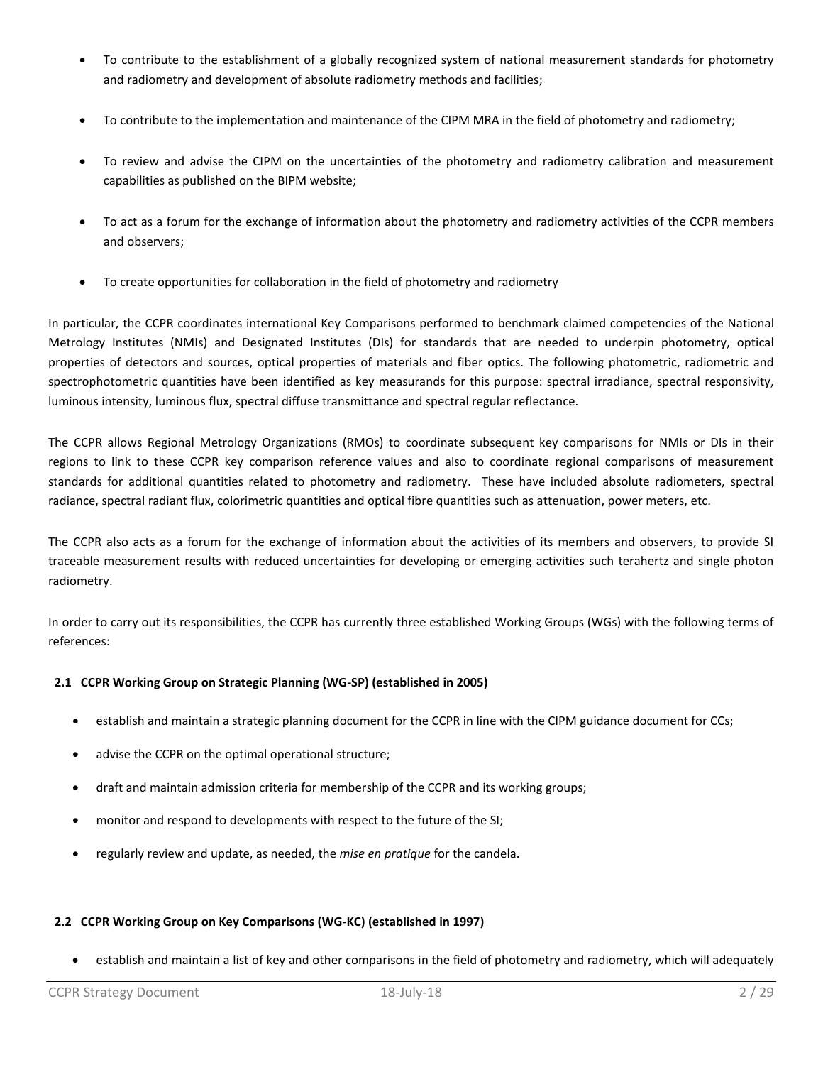- To contribute to the establishment of a globally recognized system of national measurement standards for photometry and radiometry and development of absolute radiometry methods and facilities;
- To contribute to the implementation and maintenance of the CIPM MRA in the field of photometry and radiometry;
- To review and advise the CIPM on the uncertainties of the photometry and radiometry calibration and measurement capabilities as published on the BIPM website;
- To act as a forum for the exchange of information about the photometry and radiometry activities of the CCPR members and observers;
- To create opportunities for collaboration in the field of photometry and radiometry

In particular, the CCPR coordinates international Key Comparisons performed to benchmark claimed competencies of the National Metrology Institutes (NMIs) and Designated Institutes (DIs) for standards that are needed to underpin photometry, optical properties of detectors and sources, optical properties of materials and fiber optics. The following photometric, radiometric and spectrophotometric quantities have been identified as key measurands for this purpose: spectral irradiance, spectral responsivity, luminous intensity, luminous flux, spectral diffuse transmittance and spectral regular reflectance.

The CCPR allows Regional Metrology Organizations (RMOs) to coordinate subsequent key comparisons for NMIs or DIs in their regions to link to these CCPR key comparison reference values and also to coordinate regional comparisons of measurement standards for additional quantities related to photometry and radiometry. These have included absolute radiometers, spectral radiance, spectral radiant flux, colorimetric quantities and optical fibre quantities such as attenuation, power meters, etc.

The CCPR also acts as a forum for the exchange of information about the activities of its members and observers, to provide SI traceable measurement results with reduced uncertainties for developing or emerging activities such terahertz and single photon radiometry.

In order to carry out its responsibilities, the CCPR has currently three established Working Groups (WGs) with the following terms of references:

### 2.1 CCPR Working Group on Strategic Planning (WG-SP) (established in 2005)

- establish and maintain a strategic planning document for the CCPR in line with the CIPM guidance document for CCs;
- advise the CCPR on the optimal operational structure;
- draft and maintain admission criteria for membership of the CCPR and its working groups;
- monitor and respond to developments with respect to the future of the SI;
- regularly review and update, as needed, the *mise en pratique* for the candela.

### 2.2 CCPR Working Group on Key Comparisons (WG-KC) (established in 1997)

- establish and maintain a list of key and other comparisons in the field of photometry and radiometry, which will adequately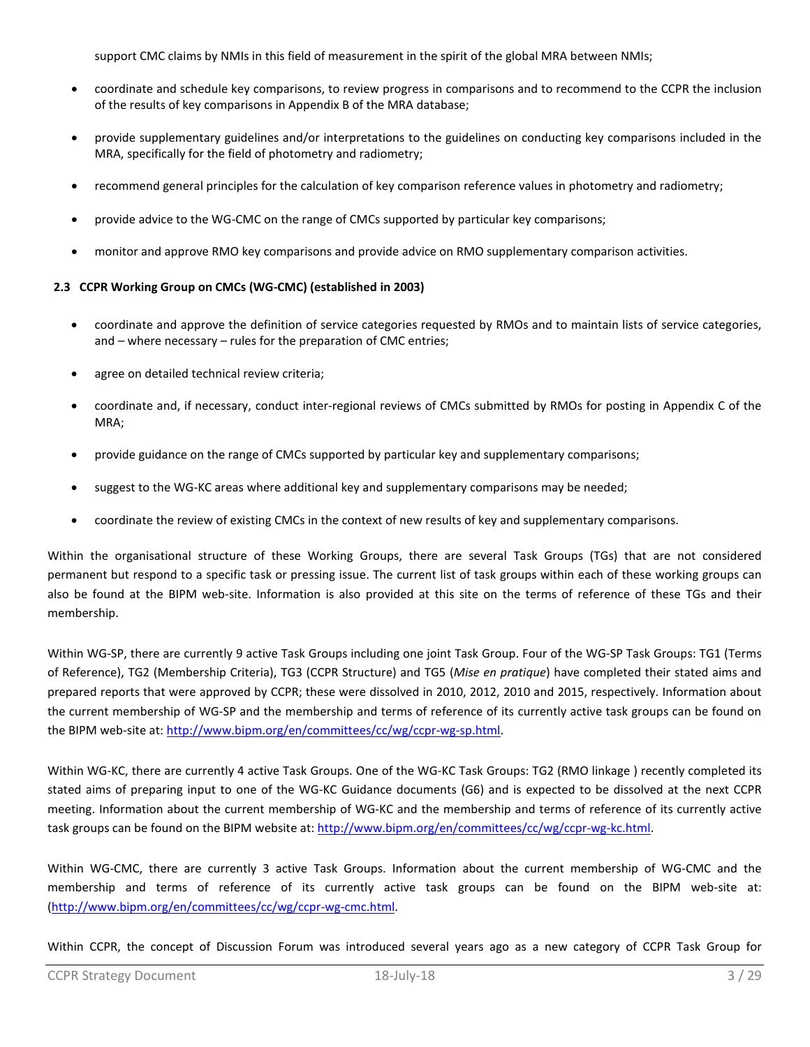support CMC claims by NMIs in this field of measurement in the spirit of the global MRA between NMIs;

- coordinate and schedule key comparisons, to review progress in comparisons and to recommend to the CCPR the inclusion of the results of key comparisons in Appendix B of the MRA database;
- provide supplementary guidelines and/or interpretations to the guidelines on conducting key comparisons included in the MRA, specifically for the field of photometry and radiometry;
- recommend general principles for the calculation of key comparison reference values in photometry and radiometry;
- provide advice to the WG-CMC on the range of CMCs supported by particular key comparisons;
- monitor and approve RMO key comparisons and provide advice on RMO supplementary comparison activities.

### 2.3 CCPR Working Group on CMCs (WG-CMC) (established in 2003)

- coordinate and approve the definition of service categories requested by RMOs and to maintain lists of service categories, and – where necessary – rules for the preparation of CMC entries;
- agree on detailed technical review criteria;
- coordinate and, if necessary, conduct inter-regional reviews of CMCs submitted by RMOs for posting in Appendix C of the MRA;
- provide guidance on the range of CMCs supported by particular key and supplementary comparisons;
- suggest to the WG-KC areas where additional key and supplementary comparisons may be needed;
- coordinate the review of existing CMCs in the context of new results of key and supplementary comparisons.

Within the organisational structure of these Working Groups, there are several Task Groups (TGs) that are not considered permanent but respond to a specific task or pressing issue. The current list of task groups within each of these working groups can also be found at the BIPM web-site. Information is also provided at this site on the terms of reference of these TGs and their membership.

Within WG-SP, there are currently 9 active Task Groups including one joint Task Group. Four of the WG-SP Task Groups: TG1 (Terms of Reference), TG2 (Membership Criteria), TG3 (CCPR Structure) and TG5 (*Mise en pratique*) have completed their stated aims and prepared reports that were approved by CCPR; these were dissolved in 2010, 2012, 2010 and 2015, respectively. Information about the current membership of WG-SP and the membership and terms of reference of its currently active task groups can be found on the BIPM web-site at: http://www.bipm.org/en/committees/cc/wg/ccpr-wg-sp.html.

Within WG-KC, there are currently 4 active Task Groups. One of the WG-KC Task Groups: TG2 (RMO linkage ) recently completed its stated aims of preparing input to one of the WG-KC Guidance documents (G6) and is expected to be dissolved at the next CCPR meeting. Information about the current membership of WG-KC and the membership and terms of reference of its currently active task groups can be found on the BIPM website at: http://www.bipm.org/en/committees/cc/wg/ccpr-wg-kc.html.

Within WG-CMC, there are currently 3 active Task Groups. Information about the current membership of WG-CMC and the membership and terms of reference of its currently active task groups can be found on the BIPM web-site at: (http://www.bipm.org/en/committees/cc/wg/ccpr-wg-cmc.html.

Within CCPR, the concept of Discussion Forum was introduced several years ago as a new category of CCPR Task Group for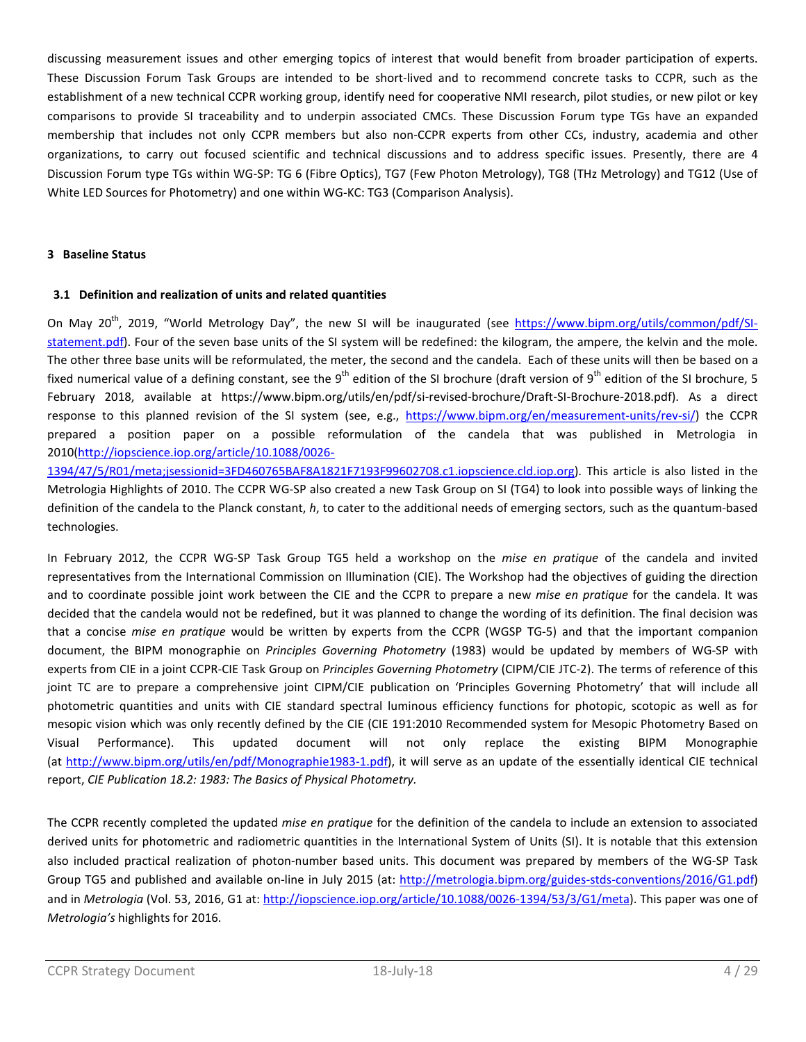discussing measurement issues and other emerging topics of interest that would benefit from broader participation of experts. These Discussion Forum Task Groups are intended to be short-lived and to recommend concrete tasks to CCPR, such as the establishment of a new technical CCPR working group, identify need for cooperative NMI research, pilot studies, or new pilot or key comparisons to provide SI traceability and to underpin associated CMCs. These Discussion Forum type TGs have an expanded membership that includes not only CCPR members but also non-CCPR experts from other CCs, industry, academia and other organizations, to carry out focused scientific and technical discussions and to address specific issues. Presently, there are 4 Discussion Forum type TGs within WG-SP: TG 6 (Fibre Optics), TG7 (Few Photon Metrology), TG8 (THz Metrology) and TG12 (Use of White LED Sources for Photometry) and one within WG-KC: TG3 (Comparison Analysis).

## 3 Baseline Status

### 3.1 Definition and realization of units and related quantities

On May 20th, 2019, "World Metrology Day", the new SI will be inaugurated (see https://www.bipm.org/utils/common/pdf/SI-statement.pdf). Four of the seven base units of the SI system will be redefined: the kilogram, the ampere, the kelvin and the mole. The other three base units will be reformulated, the meter, the second and the candela. Each of these units will then be based on a fixed numerical value of a defining constant, see the 9th edition of the SI brochure (draft version of 9th edition of the SI brochure, 5 February 2018, available at https://www.bipm.org/utils/en/pdf/si-revised-brochure/Draft-SI-Brochure-2018.pdf). As a direct response to this planned revision of the SI system (see, e.g., https://www.bipm.org/en/measurement-units/rev-si/) the CCPR prepared a position paper on a possible reformulation of the candela that was published in Metrologia in 2010(http://iopscience.iop.org/article/10.1088/0026-1394/47/5/R01/meta;jsessionid=3FD460765BAF8A1821F7193F99602708.c1.iopscience.cld.iop.org). This article is also listed in the Metrologia Highlights of 2010. The CCPR WG-SP also created a new Task Group on SI (TG4) to look into possible ways of linking the definition of the candela to the Planck constant, *h*, to cater to the additional needs of emerging sectors, such as the quantum-based technologies.

In February 2012, the CCPR WG-SP Task Group TG5 held a workshop on the *mise en pratique* of the candela and invited representatives from the International Commission on Illumination (CIE). The Workshop had the objectives of guiding the direction and to coordinate possible joint work between the CIE and the CCPR to prepare a new *mise en pratique* for the candela. It was decided that the candela would not be redefined, but it was planned to change the wording of its definition. The final decision was that a concise *mise en pratique* would be written by experts from the CCPR (WGSP TG-5) and that the important companion document, the BIPM monographie on *Principles Governing Photometry* (1983) would be updated by members of WG-SP with experts from CIE in a joint CCPR-CIE Task Group on *Principles Governing Photometry* (CIPM/CIE JTC-2). The terms of reference of this joint TC are to prepare a comprehensive joint CIPM/CIE publication on 'Principles Governing Photometry' that will include all photometric quantities and units with CIE standard spectral luminous efficiency functions for photopic, scotopic as well as for mesopic vision which was only recently defined by the CIE (CIE 191:2010 Recommended system for Mesopic Photometry Based on Visual Performance). This updated document will not only replace the existing BIPM Monographie (at http://www.bipm.org/utils/en/pdf/Monographie1983-1.pdf), it will serve as an update of the essentially identical CIE technical report, *CIE Publication 18.2: 1983: The Basics of Physical Photometry.*

The CCPR recently completed the updated *mise en pratique* for the definition of the candela to include an extension to associated derived units for photometric and radiometric quantities in the International System of Units (SI). It is notable that this extension also included practical realization of photon-number based units. This document was prepared by members of the WG-SP Task Group TG5 and published and available on-line in July 2015 (at: http://metrologia.bipm.org/guides-stds-conventions/2016/G1.pdf) and in *Metrologia* (Vol. 53, 2016, G1 at: http://iopscience.iop.org/article/10.1088/0026-1394/53/3/G1/meta). This paper was one of *Metrologia's* highlights for 2016.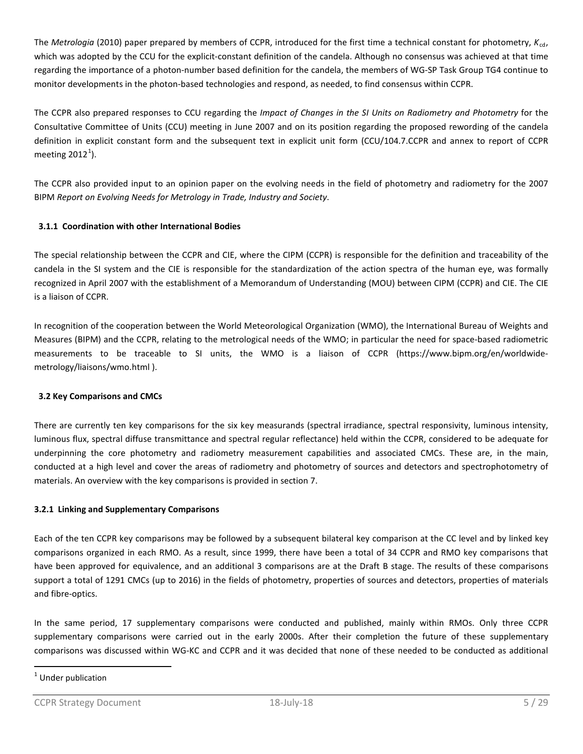The *Metrologia* (2010) paper prepared by members of CCPR, introduced for the first time a technical constant for photometry, $K_{cd}$, which was adopted by the CCU for the explicit-constant definition of the candela. Although no consensus was achieved at that time regarding the importance of a photon-number based definition for the candela, the members of WG-SP Task Group TG4 continue to monitor developments in the photon-based technologies and respond, as needed, to find consensus within CCPR.

The CCPR also prepared responses to CCU regarding the *Impact of Changes in the SI Units on Radiometry and Photometry* for the Consultative Committee of Units (CCU) meeting in June 2007 and on its position regarding the proposed rewording of the candela definition in explicit constant form and the subsequent text in explicit unit form (CCU/104.7.CCPR and annex to report of CCPR meeting 2012[1]).

The CCPR also provided input to an opinion paper on the evolving needs in the field of photometry and radiometry for the 2007 BIPM *Report on Evolving Needs for Metrology in Trade, Industry and Society*.

### 3.1.1 Coordination with other International Bodies

The special relationship between the CCPR and CIE, where the CIPM (CCPR) is responsible for the definition and traceability of the candela in the SI system and the CIE is responsible for the standardization of the action spectra of the human eye, was formally recognized in April 2007 with the establishment of a Memorandum of Understanding (MOU) between CIPM (CCPR) and CIE. The CIE is a liaison of CCPR.

In recognition of the cooperation between the World Meteorological Organization (WMO), the International Bureau of Weights and Measures (BIPM) and the CCPR, relating to the metrological needs of the WMO; in particular the need for space-based radiometric measurements to be traceable to SI units, the WMO is a liaison of CCPR (https://www.bipm.org/en/worldwide-metrology/liaisons/wmo.html ).

## 3.2 Key Comparisons and CMCs

There are currently ten key comparisons for the six key measurands (spectral irradiance, spectral responsivity, luminous intensity, luminous flux, spectral diffuse transmittance and spectral regular reflectance) held within the CCPR, considered to be adequate for underpinning the core photometry and radiometry measurement capabilities and associated CMCs. These are, in the main, conducted at a high level and cover the areas of radiometry and photometry of sources and detectors and spectrophotometry of materials. An overview with the key comparisons is provided in section 7.

### 3.2.1 Linking and Supplementary Comparisons

Each of the ten CCPR key comparisons may be followed by a subsequent bilateral key comparison at the CC level and by linked key comparisons organized in each RMO. As a result, since 1999, there have been a total of 34 CCPR and RMO key comparisons that have been approved for equivalence, and an additional 3 comparisons are at the Draft B stage. The results of these comparisons support a total of 1291 CMCs (up to 2016) in the fields of photometry, properties of sources and detectors, properties of materials and fibre-optics.

In the same period, 17 supplementary comparisons were conducted and published, mainly within RMOs. Only three CCPR supplementary comparisons were carried out in the early 2000s. After their completion the future of these supplementary comparisons was discussed within WG-KC and CCPR and it was decided that none of these needed to be conducted as additional

[1] Under publication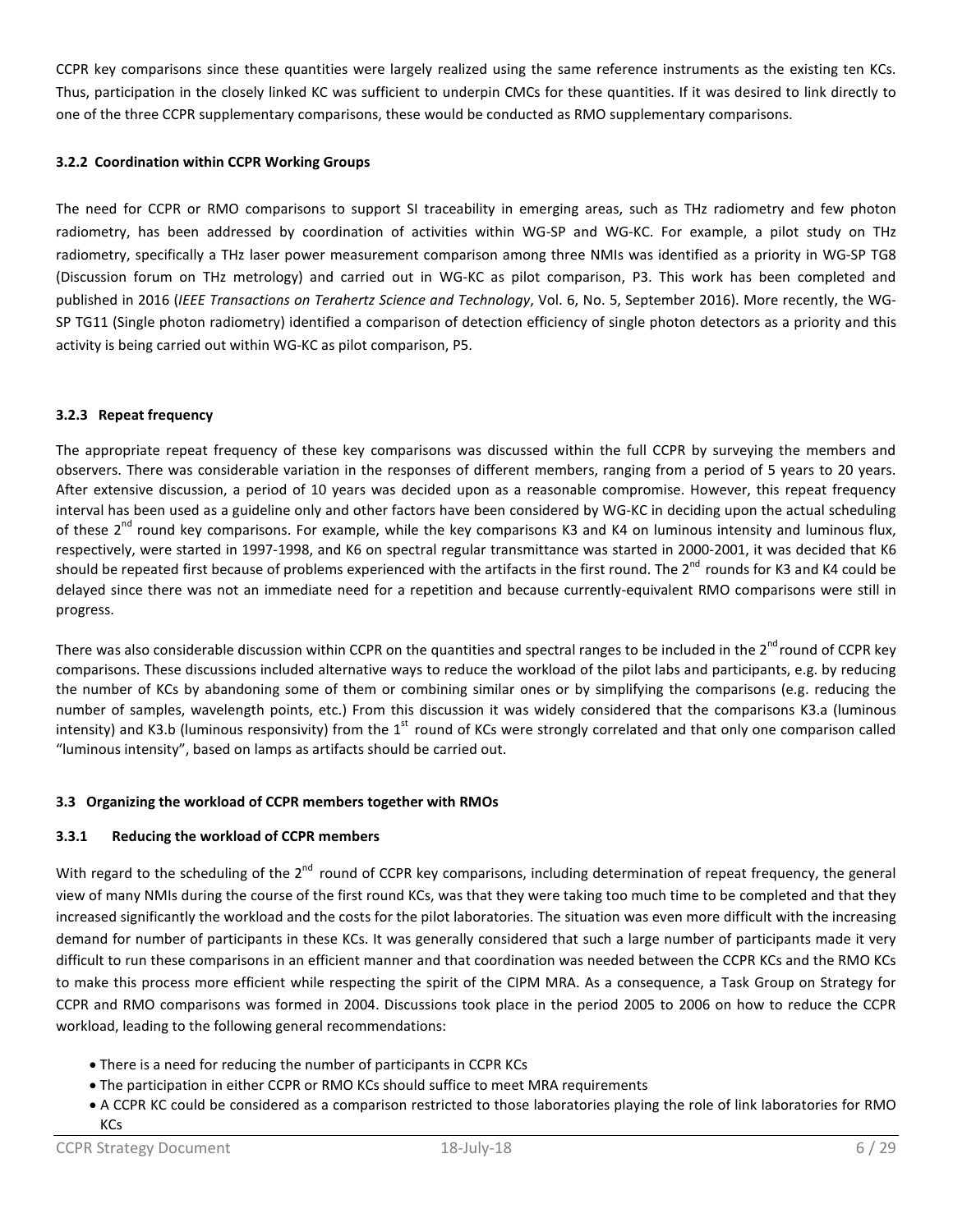CCPR key comparisons since these quantities were largely realized using the same reference instruments as the existing ten KCs. Thus, participation in the closely linked KC was sufficient to underpin CMCs for these quantities. If it was desired to link directly to one of the three CCPR supplementary comparisons, these would be conducted as RMO supplementary comparisons.

#### 3.2.2 Coordination within CCPR Working Groups

The need for CCPR or RMO comparisons to support SI traceability in emerging areas, such as THz radiometry and few photon radiometry, has been addressed by coordination of activities within WG-SP and WG-KC. For example, a pilot study on THz radiometry, specifically a THz laser power measurement comparison among three NMIs was identified as a priority in WG-SP TG8 (Discussion forum on THz metrology) and carried out in WG-KC as pilot comparison, P3. This work has been completed and published in 2016 (*IEEE Transactions on Terahertz Science and Technology*, Vol. 6, No. 5, September 2016). More recently, the WG-SP TG11 (Single photon radiometry) identified a comparison of detection efficiency of single photon detectors as a priority and this activity is being carried out within WG-KC as pilot comparison, P5.

#### 3.2.3 Repeat frequency

The appropriate repeat frequency of these key comparisons was discussed within the full CCPR by surveying the members and observers. There was considerable variation in the responses of different members, ranging from a period of 5 years to 20 years. After extensive discussion, a period of 10 years was decided upon as a reasonable compromise. However, this repeat frequency interval has been used as a guideline only and other factors have been considered by WG-KC in deciding upon the actual scheduling of these 2nd round key comparisons. For example, while the key comparisons K3 and K4 on luminous intensity and luminous flux, respectively, were started in 1997-1998, and K6 on spectral regular transmittance was started in 2000-2001, it was decided that K6 should be repeated first because of problems experienced with the artifacts in the first round. The 2nd rounds for K3 and K4 could be delayed since there was not an immediate need for a repetition and because currently-equivalent RMO comparisons were still in progress.

There was also considerable discussion within CCPR on the quantities and spectral ranges to be included in the 2nd round of CCPR key comparisons. These discussions included alternative ways to reduce the workload of the pilot labs and participants, e.g. by reducing the number of KCs by abandoning some of them or combining similar ones or by simplifying the comparisons (e.g. reducing the number of samples, wavelength points, etc.) From this discussion it was widely considered that the comparisons K3.a (luminous intensity) and K3.b (luminous responsivity) from the 1st round of KCs were strongly correlated and that only one comparison called "luminous intensity", based on lamps as artifacts should be carried out.

### 3.3 Organizing the workload of CCPR members together with RMOs

#### 3.3.1 Reducing the workload of CCPR members

With regard to the scheduling of the 2nd round of CCPR key comparisons, including determination of repeat frequency, the general view of many NMIs during the course of the first round KCs, was that they were taking too much time to be completed and that they increased significantly the workload and the costs for the pilot laboratories. The situation was even more difficult with the increasing demand for number of participants in these KCs. It was generally considered that such a large number of participants made it very difficult to run these comparisons in an efficient manner and that coordination was needed between the CCPR KCs and the RMO KCs to make this process more efficient while respecting the spirit of the CIPM MRA. As a consequence, a Task Group on Strategy for CCPR and RMO comparisons was formed in 2004. Discussions took place in the period 2005 to 2006 on how to reduce the CCPR workload, leading to the following general recommendations:

- There is a need for reducing the number of participants in CCPR KCs
- The participation in either CCPR or RMO KCs should suffice to meet MRA requirements
- A CCPR KC could be considered as a comparison restricted to those laboratories playing the role of link laboratories for RMO KCs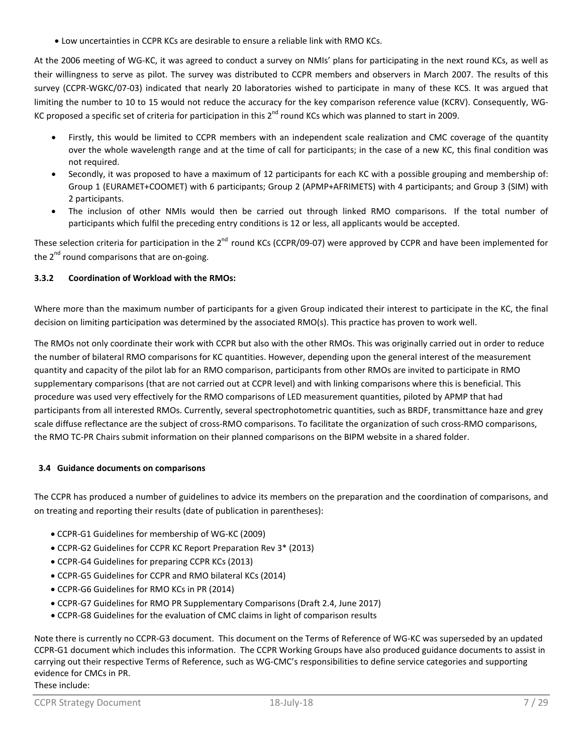- Low uncertainties in CCPR KCs are desirable to ensure a reliable link with RMO KCs.

At the 2006 meeting of WG-KC, it was agreed to conduct a survey on NMIs' plans for participating in the next round KCs, as well as their willingness to serve as pilot. The survey was distributed to CCPR members and observers in March 2007. The results of this survey (CCPR-WGKC/07-03) indicated that nearly 20 laboratories wished to participate in many of these KCS. It was argued that limiting the number to 10 to 15 would not reduce the accuracy for the key comparison reference value (KCRV). Consequently, WG-KC proposed a specific set of criteria for participation in this 2nd round KCs which was planned to start in 2009.

- Firstly, this would be limited to CCPR members with an independent scale realization and CMC coverage of the quantity over the whole wavelength range and at the time of call for participants; in the case of a new KC, this final condition was not required.
- Secondly, it was proposed to have a maximum of 12 participants for each KC with a possible grouping and membership of: Group 1 (EURAMET+COOMET) with 6 participants; Group 2 (APMP+AFRIMETS) with 4 participants; and Group 3 (SIM) with 2 participants.
- The inclusion of other NMIs would then be carried out through linked RMO comparisons. If the total number of participants which fulfil the preceding entry conditions is 12 or less, all applicants would be accepted.

These selection criteria for participation in the 2nd round KCs (CCPR/09-07) were approved by CCPR and have been implemented for the 2nd round comparisons that are on-going.

#### 3.3.2 Coordination of Workload with the RMOs:

Where more than the maximum number of participants for a given Group indicated their interest to participate in the KC, the final decision on limiting participation was determined by the associated RMO(s). This practice has proven to work well.

The RMOs not only coordinate their work with CCPR but also with the other RMOs. This was originally carried out in order to reduce the number of bilateral RMO comparisons for KC quantities. However, depending upon the general interest of the measurement quantity and capacity of the pilot lab for an RMO comparison, participants from other RMOs are invited to participate in RMO supplementary comparisons (that are not carried out at CCPR level) and with linking comparisons where this is beneficial. This procedure was used very effectively for the RMO comparisons of LED measurement quantities, piloted by APMP that had participants from all interested RMOs. Currently, several spectrophotometric quantities, such as BRDF, transmittance haze and grey scale diffuse reflectance are the subject of cross-RMO comparisons. To facilitate the organization of such cross-RMO comparisons, the RMO TC-PR Chairs submit information on their planned comparisons on the BIPM website in a shared folder.

### 3.4 Guidance documents on comparisons

The CCPR has produced a number of guidelines to advice its members on the preparation and the coordination of comparisons, and on treating and reporting their results (date of publication in parentheses):

- CCPR-G1 Guidelines for membership of WG-KC (2009)
- CCPR-G2 Guidelines for CCPR KC Report Preparation Rev 3* (2013)
- CCPR-G4 Guidelines for preparing CCPR KCs (2013)
- CCPR-G5 Guidelines for CCPR and RMO bilateral KCs (2014)
- CCPR-G6 Guidelines for RMO KCs in PR (2014)
- CCPR-G7 Guidelines for RMO PR Supplementary Comparisons (Draft 2.4, June 2017)
- CCPR-G8 Guidelines for the evaluation of CMC claims in light of comparison results

Note there is currently no CCPR-G3 document. This document on the Terms of Reference of WG-KC was superseded by an updated CCPR-G1 document which includes this information. The CCPR Working Groups have also produced guidance documents to assist in carrying out their respective Terms of Reference, such as WG-CMC's responsibilities to define service categories and supporting evidence for CMCs in PR.
These include: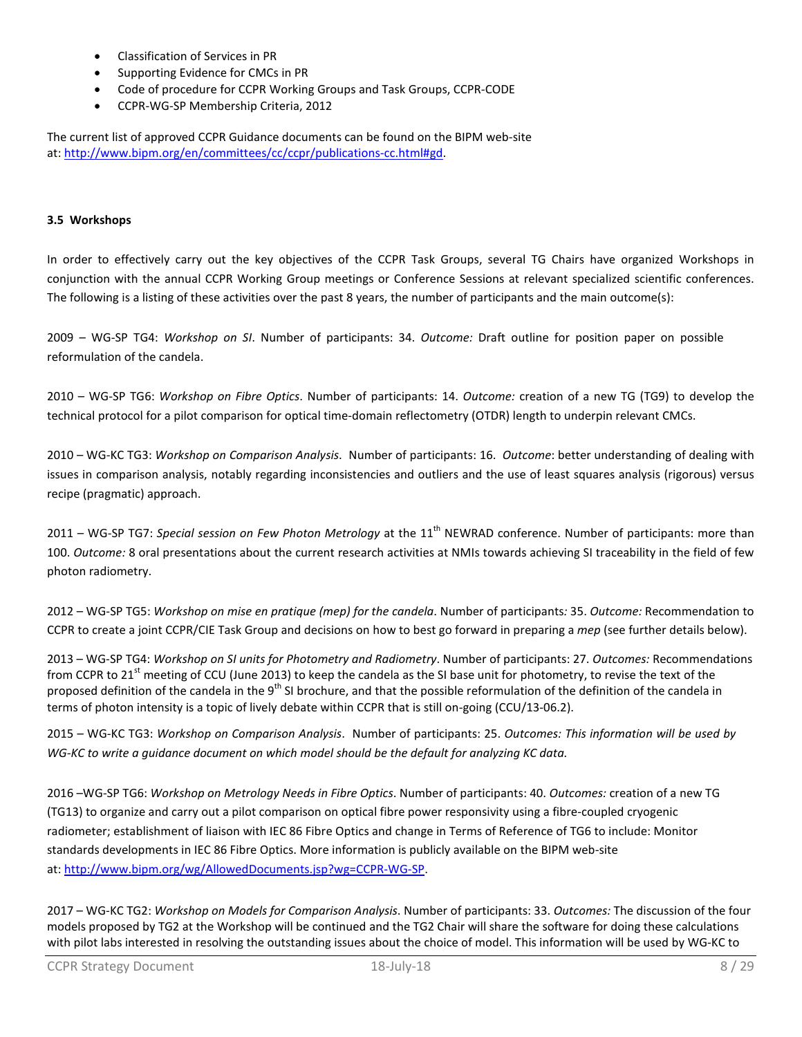- Classification of Services in PR
- Supporting Evidence for CMCs in PR
- Code of procedure for CCPR Working Groups and Task Groups, CCPR-CODE
- CCPR-WG-SP Membership Criteria, 2012

The current list of approved CCPR Guidance documents can be found on the BIPM web-site at: http://www.bipm.org/en/committees/cc/ccpr/publications-cc.html#gd.

### 3.5 Workshops

In order to effectively carry out the key objectives of the CCPR Task Groups, several TG Chairs have organized Workshops in conjunction with the annual CCPR Working Group meetings or Conference Sessions at relevant specialized scientific conferences. The following is a listing of these activities over the past 8 years, the number of participants and the main outcome(s):

2009 – WG-SP TG4: *Workshop on SI*. Number of participants: 34. *Outcome:* Draft outline for position paper on possible reformulation of the candela.

2010 – WG-SP TG6: *Workshop on Fibre Optics*. Number of participants: 14. *Outcome:* creation of a new TG (TG9) to develop the technical protocol for a pilot comparison for optical time-domain reflectometry (OTDR) length to underpin relevant CMCs.

2010 – WG-KC TG3: *Workshop on Comparison Analysis*. Number of participants: 16. *Outcome*: better understanding of dealing with issues in comparison analysis, notably regarding inconsistencies and outliers and the use of least squares analysis (rigorous) versus recipe (pragmatic) approach.

2011 – WG-SP TG7: *Special session on Few Photon Metrology* at the 11th NEWRAD conference. Number of participants: more than 100. *Outcome:* 8 oral presentations about the current research activities at NMIs towards achieving SI traceability in the field of few photon radiometry.

2012 – WG-SP TG5: *Workshop on mise en pratique (mep) for the candela*. Number of participants*:* 35. *Outcome:* Recommendation to CCPR to create a joint CCPR/CIE Task Group and decisions on how to best go forward in preparing a *mep* (see further details below).

2013 – WG-SP TG4: *Workshop on SI units for Photometry and Radiometry*. Number of participants: 27. *Outcomes:* Recommendations from CCPR to 21st meeting of CCU (June 2013) to keep the candela as the SI base unit for photometry, to revise the text of the proposed definition of the candela in the 9th SI brochure, and that the possible reformulation of the definition of the candela in terms of photon intensity is a topic of lively debate within CCPR that is still on-going (CCU/13-06.2).

2015 – WG-KC TG3: *Workshop on Comparison Analysis*. Number of participants: 25. *Outcomes: This information will be used by WG-KC to write a guidance document on which model should be the default for analyzing KC data.*

2016 –WG-SP TG6: *Workshop on Metrology Needs in Fibre Optics*. Number of participants: 40. *Outcomes:* creation of a new TG (TG13) to organize and carry out a pilot comparison on optical fibre power responsivity using a fibre-coupled cryogenic radiometer; establishment of liaison with IEC 86 Fibre Optics and change in Terms of Reference of TG6 to include: Monitor standards developments in IEC 86 Fibre Optics. More information is publicly available on the BIPM web-site at: http://www.bipm.org/wg/AllowedDocuments.jsp?wg=CCPR-WG-SP.

2017 – WG-KC TG2: *Workshop on Models for Comparison Analysis*. Number of participants: 33. *Outcomes:* The discussion of the four models proposed by TG2 at the Workshop will be continued and the TG2 Chair will share the software for doing these calculations with pilot labs interested in resolving the outstanding issues about the choice of model. This information will be used by WG-KC to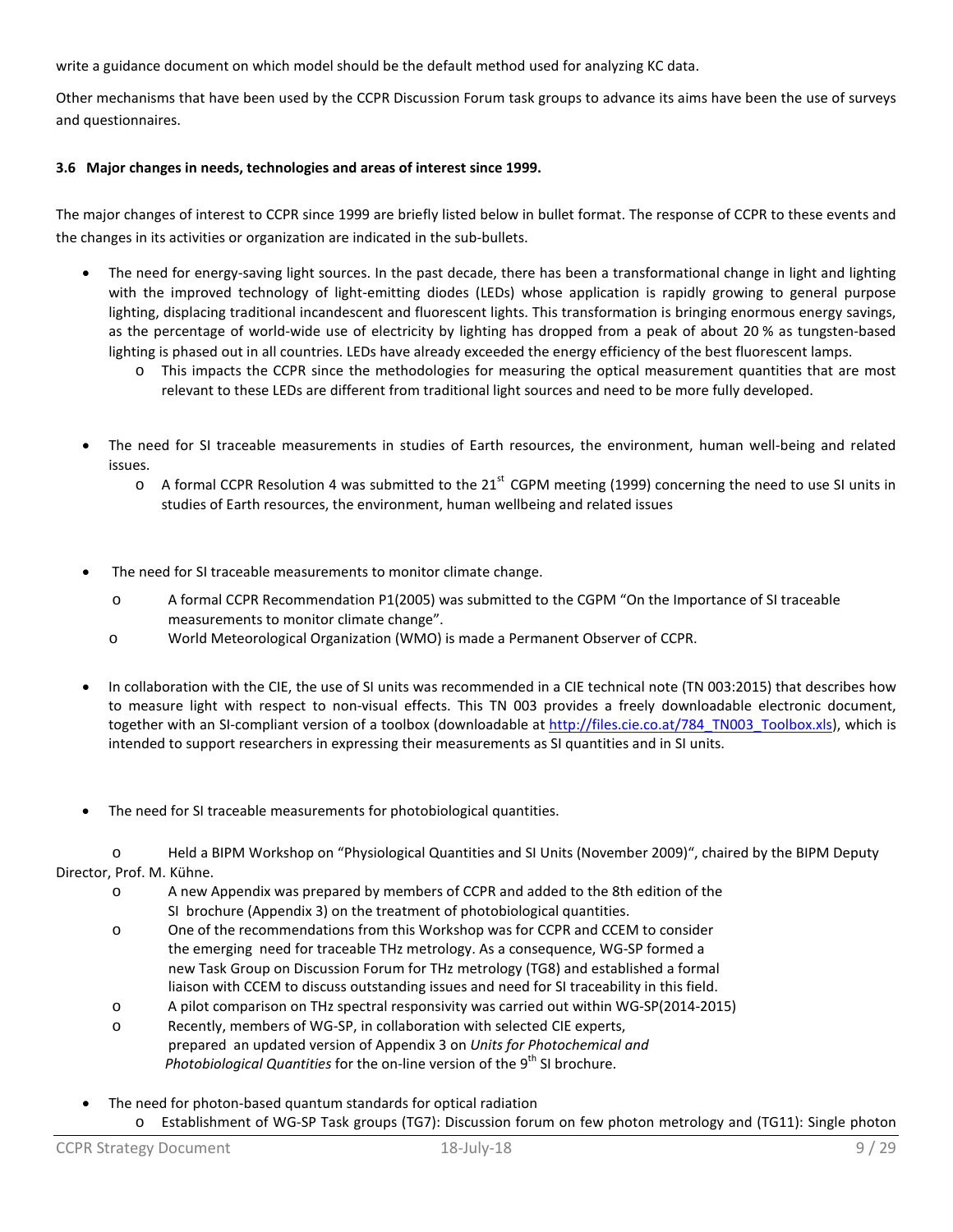write a guidance document on which model should be the default method used for analyzing KC data.

Other mechanisms that have been used by the CCPR Discussion Forum task groups to advance its aims have been the use of surveys and questionnaires.

### 3.6 Major changes in needs, technologies and areas of interest since 1999.

The major changes of interest to CCPR since 1999 are briefly listed below in bullet format. The response of CCPR to these events and the changes in its activities or organization are indicated in the sub-bullets.

- The need for energy-saving light sources. In the past decade, there has been a transformational change in light and lighting with the improved technology of light-emitting diodes (LEDs) whose application is rapidly growing to general purpose lighting, displacing traditional incandescent and fluorescent lights. This transformation is bringing enormous energy savings, as the percentage of world-wide use of electricity by lighting has dropped from a peak of about 20 % as tungsten-based lighting is phased out in all countries. LEDs have already exceeded the energy efficiency of the best fluorescent lamps.
  - This impacts the CCPR since the methodologies for measuring the optical measurement quantities that are most relevant to these LEDs are different from traditional light sources and need to be more fully developed.

- The need for SI traceable measurements in studies of Earth resources, the environment, human well-being and related issues.
  - A formal CCPR Resolution 4 was submitted to the 21st CGPM meeting (1999) concerning the need to use SI units in studies of Earth resources, the environment, human wellbeing and related issues

- The need for SI traceable measurements to monitor climate change.
  - A formal CCPR Recommendation P1(2005) was submitted to the CGPM "On the Importance of SI traceable measurements to monitor climate change".
  - World Meteorological Organization (WMO) is made a Permanent Observer of CCPR.

- In collaboration with the CIE, the use of SI units was recommended in a CIE technical note (TN 003:2015) that describes how to measure light with respect to non-visual effects. This TN 003 provides a freely downloadable electronic document, together with an SI-compliant version of a toolbox (downloadable at http://files.cie.co.at/784_TN003_Toolbox.xls), which is intended to support researchers in expressing their measurements as SI quantities and in SI units.

- The need for SI traceable measurements for photobiological quantities.
  - Held a BIPM Workshop on "Physiological Quantities and SI Units (November 2009)", chaired by the BIPM Deputy Director, Prof. M. Kühne.
  - A new Appendix was prepared by members of CCPR and added to the 8th edition of the SI brochure (Appendix 3) on the treatment of photobiological quantities.
  - One of the recommendations from this Workshop was for CCPR and CCEM to consider the emerging need for traceable THz metrology. As a consequence, WG-SP formed a new Task Group on Discussion Forum for THz metrology (TG8) and established a formal liaison with CCEM to discuss outstanding issues and need for SI traceability in this field.
  - A pilot comparison on THz spectral responsivity was carried out within WG-SP(2014-2015)
  - Recently, members of WG-SP, in collaboration with selected CIE experts, prepared an updated version of Appendix 3 on *Units for Photochemical and Photobiological Quantities* for the on-line version of the 9th SI brochure.

- The need for photon-based quantum standards for optical radiation
  - Establishment of WG-SP Task groups (TG7): Discussion forum on few photon metrology and (TG11): Single photon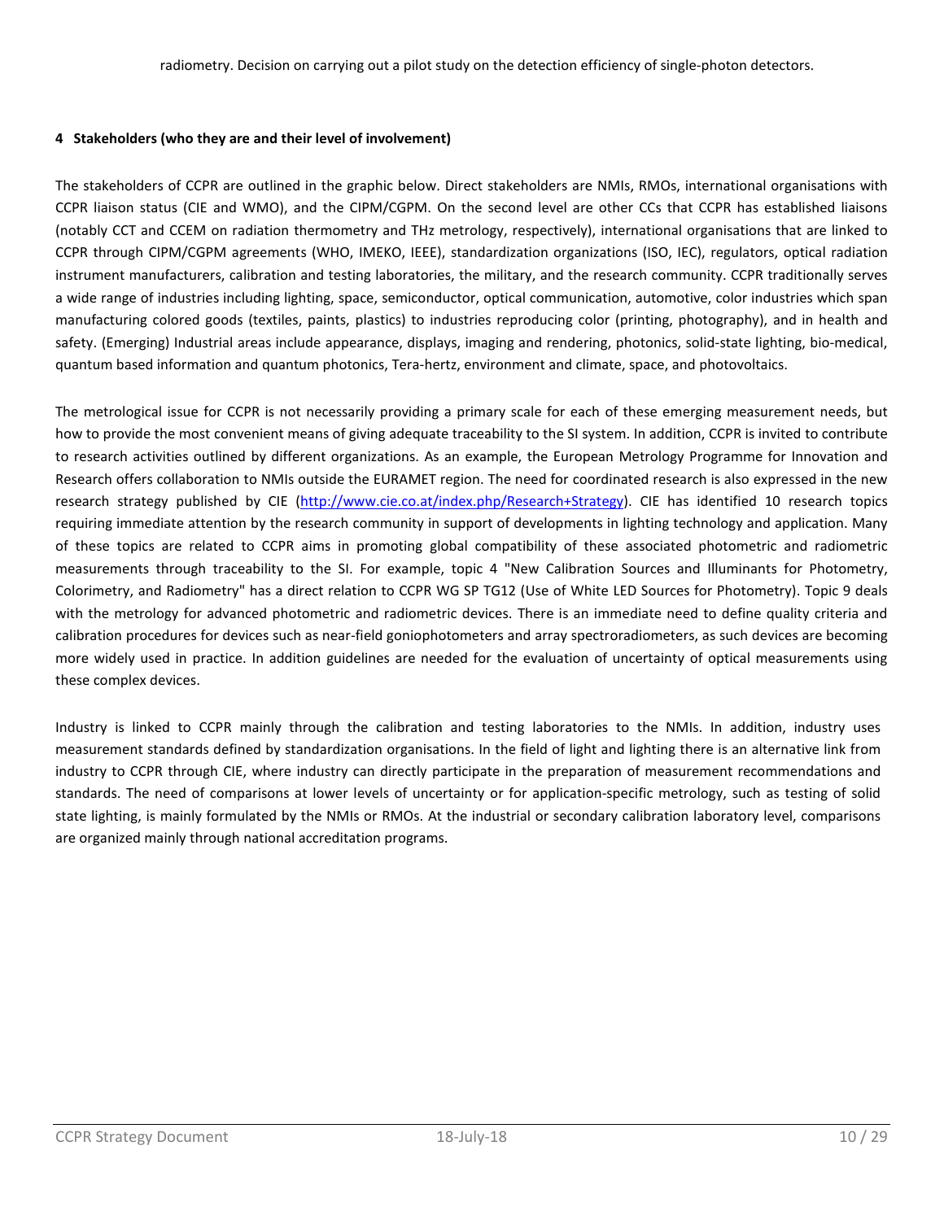radiometry. Decision on carrying out a pilot study on the detection efficiency of single-photon detectors.

**4 Stakeholders (who they are and their level of involvement)**

The stakeholders of CCPR are outlined in the graphic below. Direct stakeholders are NMIs, RMOs, international organisations with CCPR liaison status (CIE and WMO), and the CIPM/CGPM. On the second level are other CCs that CCPR has established liaisons (notably CCT and CCEM on radiation thermometry and THz metrology, respectively), international organisations that are linked to CCPR through CIPM/CGPM agreements (WHO, IMEKO, IEEE), standardization organizations (ISO, IEC), regulators, optical radiation instrument manufacturers, calibration and testing laboratories, the military, and the research community. CCPR traditionally serves a wide range of industries including lighting, space, semiconductor, optical communication, automotive, color industries which span manufacturing colored goods (textiles, paints, plastics) to industries reproducing color (printing, photography), and in health and safety. (Emerging) Industrial areas include appearance, displays, imaging and rendering, photonics, solid-state lighting, bio-medical, quantum based information and quantum photonics, Tera-hertz, environment and climate, space, and photovoltaics.

The metrological issue for CCPR is not necessarily providing a primary scale for each of these emerging measurement needs, but how to provide the most convenient means of giving adequate traceability to the SI system. In addition, CCPR is invited to contribute to research activities outlined by different organizations. As an example, the European Metrology Programme for Innovation and Research offers collaboration to NMIs outside the EURAMET region. The need for coordinated research is also expressed in the new research strategy published by CIE ([http://www.cie.co.at/index.php/Research+Strategy](http://www.cie.co.at/index.php/Research+Strategy)). CIE has identified 10 research topics requiring immediate attention by the research community in support of developments in lighting technology and application. Many of these topics are related to CCPR aims in promoting global compatibility of these associated photometric and radiometric measurements through traceability to the SI. For example, topic 4 "New Calibration Sources and Illuminants for Photometry, Colorimetry, and Radiometry" has a direct relation to CCPR WG SP TG12 (Use of White LED Sources for Photometry). Topic 9 deals with the metrology for advanced photometric and radiometric devices. There is an immediate need to define quality criteria and calibration procedures for devices such as near-field goniophotometers and array spectroradiometers, as such devices are becoming more widely used in practice. In addition guidelines are needed for the evaluation of uncertainty of optical measurements using these complex devices.

Industry is linked to CCPR mainly through the calibration and testing laboratories to the NMIs. In addition, industry uses measurement standards defined by standardization organisations. In the field of light and lighting there is an alternative link from industry to CCPR through CIE, where industry can directly participate in the preparation of measurement recommendations and standards. The need of comparisons at lower levels of uncertainty or for application-specific metrology, such as testing of solid state lighting, is mainly formulated by the NMIs or RMOs. At the industrial or secondary calibration laboratory level, comparisons are organized mainly through national accreditation programs.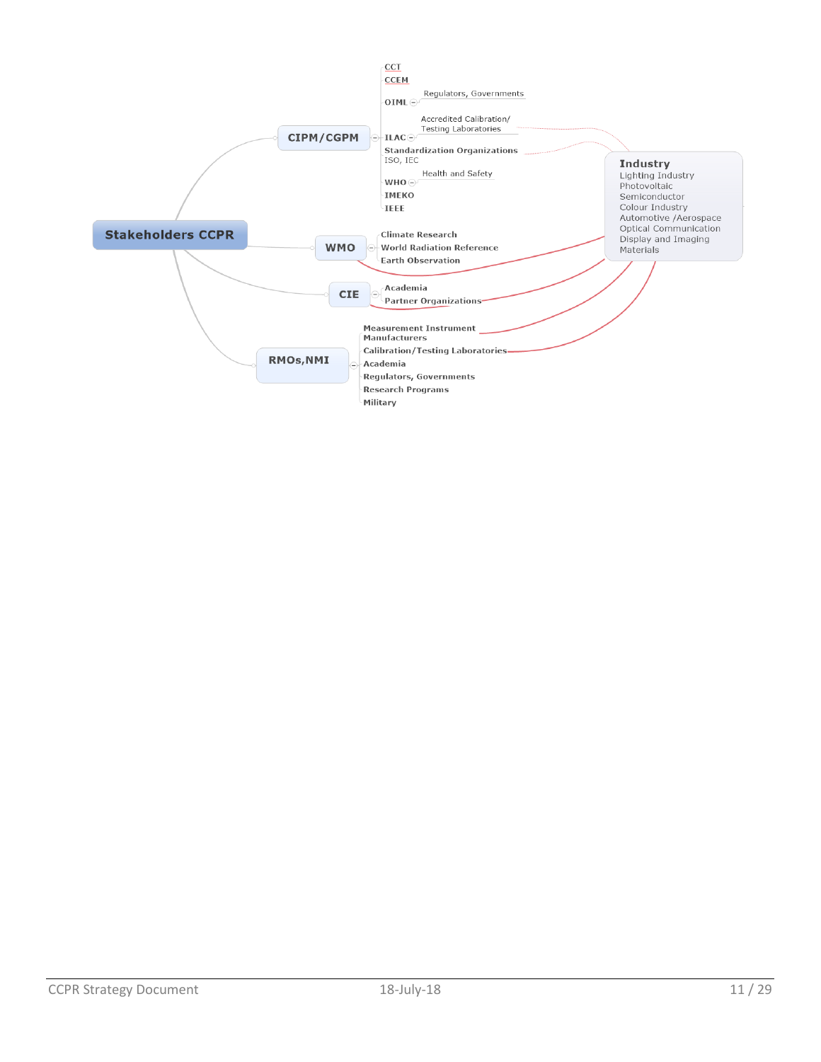**Stakeholders CCPR**

- **CIPM/CGPM**
  - CCT
  - CCEM
  - OIML
    - Regulators, Governments
  - ILAC
    - Accredited Calibration/ Testing Laboratories
  - Standardization Organizations ISO, IEC
  - WHO
    - Health and Safety
  - IMEKO
  - IEEE
- **WMO**
  - Climate Research
  - World Radiation Reference
  - Earth Observation
- **CIE**
  - Academia
  - Partner Organizations
- **RMOs,NMI**
  - Measurement Instrument Manufacturers
  - Calibration/Testing Laboratories
  - Academia
  - Regulators, Governments
  - Research Programs
  - Military

**Industry**
- Lighting Industry
- Photovoltaic
- Semiconductor
- Colour Industry
- Automotive /Aerospace
- Optical Communication
- Display and Imaging
- Materials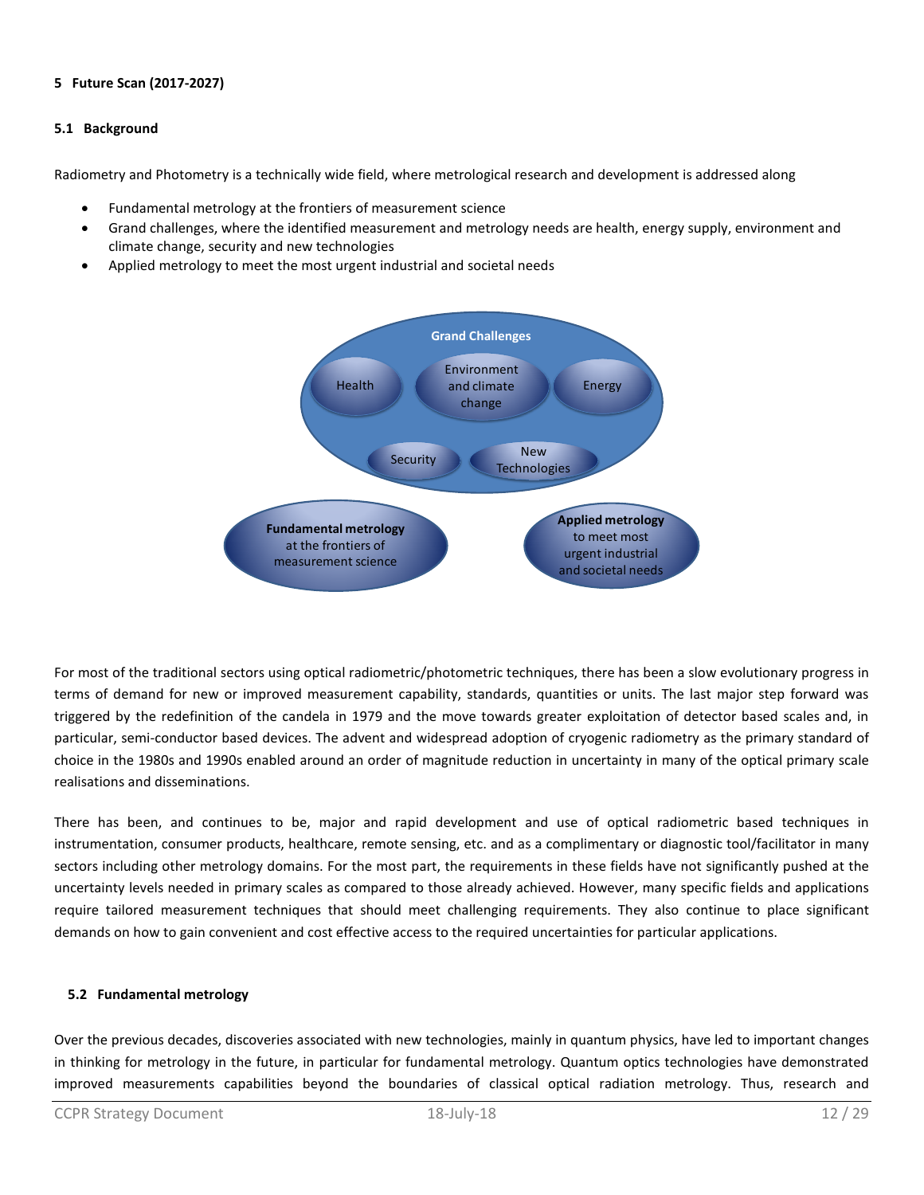## 5 Future Scan (2017-2027)

### 5.1 Background

Radiometry and Photometry is a technically wide field, where metrological research and development is addressed along

- Fundamental metrology at the frontiers of measurement science
- Grand challenges, where the identified measurement and metrology needs are health, energy supply, environment and climate change, security and new technologies
- Applied metrology to meet the most urgent industrial and societal needs

For most of the traditional sectors using optical radiometric/photometric techniques, there has been a slow evolutionary progress in terms of demand for new or improved measurement capability, standards, quantities or units. The last major step forward was triggered by the redefinition of the candela in 1979 and the move towards greater exploitation of detector based scales and, in particular, semi-conductor based devices. The advent and widespread adoption of cryogenic radiometry as the primary standard of choice in the 1980s and 1990s enabled around an order of magnitude reduction in uncertainty in many of the optical primary scale realisations and disseminations.

There has been, and continues to be, major and rapid development and use of optical radiometric based techniques in instrumentation, consumer products, healthcare, remote sensing, etc. and as a complimentary or diagnostic tool/facilitator in many sectors including other metrology domains. For the most part, the requirements in these fields have not significantly pushed at the uncertainty levels needed in primary scales as compared to those already achieved. However, many specific fields and applications require tailored measurement techniques that should meet challenging requirements. They also continue to place significant demands on how to gain convenient and cost effective access to the required uncertainties for particular applications.

### 5.2 Fundamental metrology

Over the previous decades, discoveries associated with new technologies, mainly in quantum physics, have led to important changes in thinking for metrology in the future, in particular for fundamental metrology. Quantum optics technologies have demonstrated improved measurements capabilities beyond the boundaries of classical optical radiation metrology. Thus, research and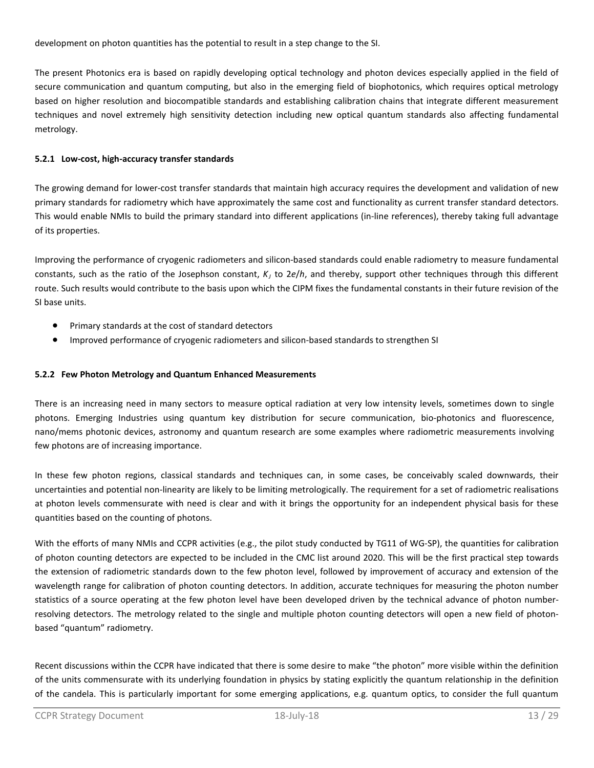development on photon quantities has the potential to result in a step change to the SI.

The present Photonics era is based on rapidly developing optical technology and photon devices especially applied in the field of secure communication and quantum computing, but also in the emerging field of biophotonics, which requires optical metrology based on higher resolution and biocompatible standards and establishing calibration chains that integrate different measurement techniques and novel extremely high sensitivity detection including new optical quantum standards also affecting fundamental metrology.

### 5.2.1 Low-cost, high-accuracy transfer standards

The growing demand for lower-cost transfer standards that maintain high accuracy requires the development and validation of new primary standards for radiometry which have approximately the same cost and functionality as current transfer standard detectors. This would enable NMIs to build the primary standard into different applications (in-line references), thereby taking full advantage of its properties.

Improving the performance of cryogenic radiometers and silicon-based standards could enable radiometry to measure fundamental constants, such as the ratio of the Josephson constant, $K_J$ to $2e/h$, and thereby, support other techniques through this different route. Such results would contribute to the basis upon which the CIPM fixes the fundamental constants in their future revision of the SI base units.

- Primary standards at the cost of standard detectors
- Improved performance of cryogenic radiometers and silicon-based standards to strengthen SI

### 5.2.2 Few Photon Metrology and Quantum Enhanced Measurements

There is an increasing need in many sectors to measure optical radiation at very low intensity levels, sometimes down to single photons. Emerging Industries using quantum key distribution for secure communication, bio-photonics and fluorescence, nano/mems photonic devices, astronomy and quantum research are some examples where radiometric measurements involving few photons are of increasing importance.

In these few photon regions, classical standards and techniques can, in some cases, be conceivably scaled downwards, their uncertainties and potential non-linearity are likely to be limiting metrologically. The requirement for a set of radiometric realisations at photon levels commensurate with need is clear and with it brings the opportunity for an independent physical basis for these quantities based on the counting of photons.

With the efforts of many NMIs and CCPR activities (e.g., the pilot study conducted by TG11 of WG-SP), the quantities for calibration of photon counting detectors are expected to be included in the CMC list around 2020. This will be the first practical step towards the extension of radiometric standards down to the few photon level, followed by improvement of accuracy and extension of the wavelength range for calibration of photon counting detectors. In addition, accurate techniques for measuring the photon number statistics of a source operating at the few photon level have been developed driven by the technical advance of photon number-resolving detectors. The metrology related to the single and multiple photon counting detectors will open a new field of photon-based "quantum" radiometry.

Recent discussions within the CCPR have indicated that there is some desire to make "the photon" more visible within the definition of the units commensurate with its underlying foundation in physics by stating explicitly the quantum relationship in the definition of the candela. This is particularly important for some emerging applications, e.g. quantum optics, to consider the full quantum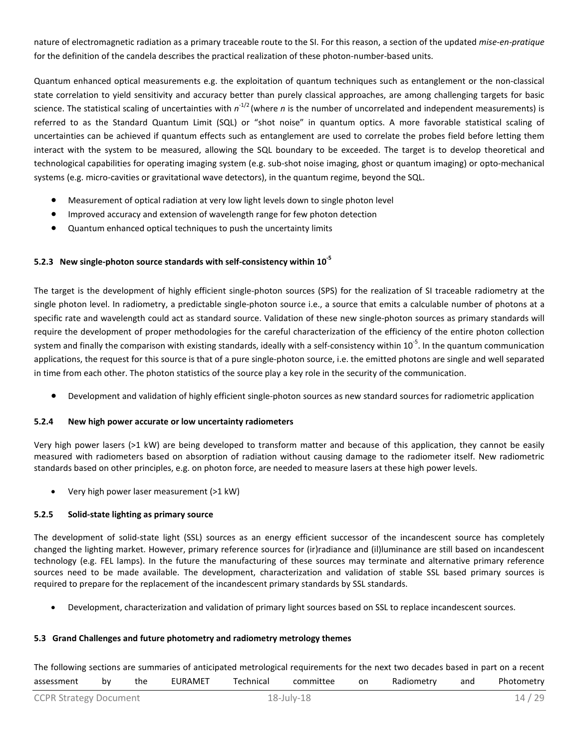nature of electromagnetic radiation as a primary traceable route to the SI. For this reason, a section of the updated *mise-en-pratique* for the definition of the candela describes the practical realization of these photon-number-based units.

Quantum enhanced optical measurements e.g. the exploitation of quantum techniques such as entanglement or the non-classical state correlation to yield sensitivity and accuracy better than purely classical approaches, are among challenging targets for basic science. The statistical scaling of uncertainties with $n^{-1/2}$ (where $n$ is the number of uncorrelated and independent measurements) is referred to as the Standard Quantum Limit (SQL) or "shot noise" in quantum optics. A more favorable statistical scaling of uncertainties can be achieved if quantum effects such as entanglement are used to correlate the probes field before letting them interact with the system to be measured, allowing the SQL boundary to be exceeded. The target is to develop theoretical and technological capabilities for operating imaging system (e.g. sub-shot noise imaging, ghost or quantum imaging) or opto-mechanical systems (e.g. micro-cavities or gravitational wave detectors), in the quantum regime, beyond the SQL.

- Measurement of optical radiation at very low light levels down to single photon level
- Improved accuracy and extension of wavelength range for few photon detection
- Quantum enhanced optical techniques to push the uncertainty limits

### 5.2.3 New single-photon source standards with self-consistency within $10^{-5}$

The target is the development of highly efficient single-photon sources (SPS) for the realization of SI traceable radiometry at the single photon level. In radiometry, a predictable single-photon source i.e., a source that emits a calculable number of photons at a specific rate and wavelength could act as standard source. Validation of these new single-photon sources as primary standards will require the development of proper methodologies for the careful characterization of the efficiency of the entire photon collection system and finally the comparison with existing standards, ideally with a self-consistency within $10^{-5}$. In the quantum communication applications, the request for this source is that of a pure single-photon source, i.e. the emitted photons are single and well separated in time from each other. The photon statistics of the source play a key role in the security of the communication.

- Development and validation of highly efficient single-photon sources as new standard sources for radiometric application

### 5.2.4 New high power accurate or low uncertainty radiometers

Very high power lasers (>1 kW) are being developed to transform matter and because of this application, they cannot be easily measured with radiometers based on absorption of radiation without causing damage to the radiometer itself. New radiometric standards based on other principles, e.g. on photon force, are needed to measure lasers at these high power levels.

- Very high power laser measurement (>1 kW)

### 5.2.5 Solid-state lighting as primary source

The development of solid-state light (SSL) sources as an energy efficient successor of the incandescent source has completely changed the lighting market. However, primary reference sources for (ir)radiance and (il)luminance are still based on incandescent technology (e.g. FEL lamps). In the future the manufacturing of these sources may terminate and alternative primary reference sources need to be made available. The development, characterization and validation of stable SSL based primary sources is required to prepare for the replacement of the incandescent primary standards by SSL standards.

- Development, characterization and validation of primary light sources based on SSL to replace incandescent sources.

## 5.3 Grand Challenges and future photometry and radiometry metrology themes

The following sections are summaries of anticipated metrological requirements for the next two decades based in part on a recent assessment by the EURAMET Technical committee on Radiometry and Photometry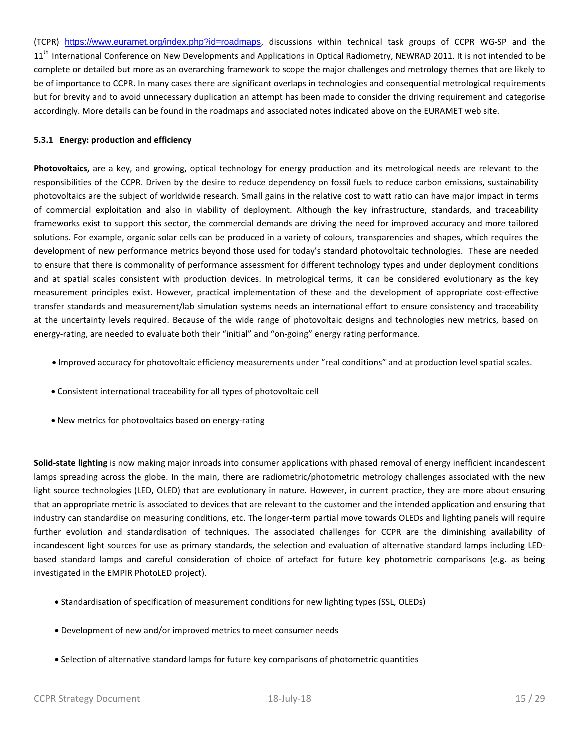(TCPR) https://www.euramet.org/index.php?id=roadmaps, discussions within technical task groups of CCPR WG-SP and the 11th International Conference on New Developments and Applications in Optical Radiometry, NEWRAD 2011. It is not intended to be complete or detailed but more as an overarching framework to scope the major challenges and metrology themes that are likely to be of importance to CCPR. In many cases there are significant overlaps in technologies and consequential metrological requirements but for brevity and to avoid unnecessary duplication an attempt has been made to consider the driving requirement and categorise accordingly. More details can be found in the roadmaps and associated notes indicated above on the EURAMET web site.

#### 5.3.1 Energy: production and efficiency

**Photovoltaics,** are a key, and growing, optical technology for energy production and its metrological needs are relevant to the responsibilities of the CCPR. Driven by the desire to reduce dependency on fossil fuels to reduce carbon emissions, sustainability photovoltaics are the subject of worldwide research. Small gains in the relative cost to watt ratio can have major impact in terms of commercial exploitation and also in viability of deployment. Although the key infrastructure, standards, and traceability frameworks exist to support this sector, the commercial demands are driving the need for improved accuracy and more tailored solutions. For example, organic solar cells can be produced in a variety of colours, transparencies and shapes, which requires the development of new performance metrics beyond those used for today's standard photovoltaic technologies. These are needed to ensure that there is commonality of performance assessment for different technology types and under deployment conditions and at spatial scales consistent with production devices. In metrological terms, it can be considered evolutionary as the key measurement principles exist. However, practical implementation of these and the development of appropriate cost-effective transfer standards and measurement/lab simulation systems needs an international effort to ensure consistency and traceability at the uncertainty levels required. Because of the wide range of photovoltaic designs and technologies new metrics, based on energy-rating, are needed to evaluate both their "initial" and "on-going" energy rating performance.

- Improved accuracy for photovoltaic efficiency measurements under "real conditions" and at production level spatial scales.
- Consistent international traceability for all types of photovoltaic cell
- New metrics for photovoltaics based on energy-rating

**Solid-state lighting** is now making major inroads into consumer applications with phased removal of energy inefficient incandescent lamps spreading across the globe. In the main, there are radiometric/photometric metrology challenges associated with the new light source technologies (LED, OLED) that are evolutionary in nature. However, in current practice, they are more about ensuring that an appropriate metric is associated to devices that are relevant to the customer and the intended application and ensuring that industry can standardise on measuring conditions, etc. The longer-term partial move towards OLEDs and lighting panels will require further evolution and standardisation of techniques. The associated challenges for CCPR are the diminishing availability of incandescent light sources for use as primary standards, the selection and evaluation of alternative standard lamps including LED-based standard lamps and careful consideration of choice of artefact for future key photometric comparisons (e.g. as being investigated in the EMPIR PhotoLED project).

- Standardisation of specification of measurement conditions for new lighting types (SSL, OLEDs)
- Development of new and/or improved metrics to meet consumer needs
- Selection of alternative standard lamps for future key comparisons of photometric quantities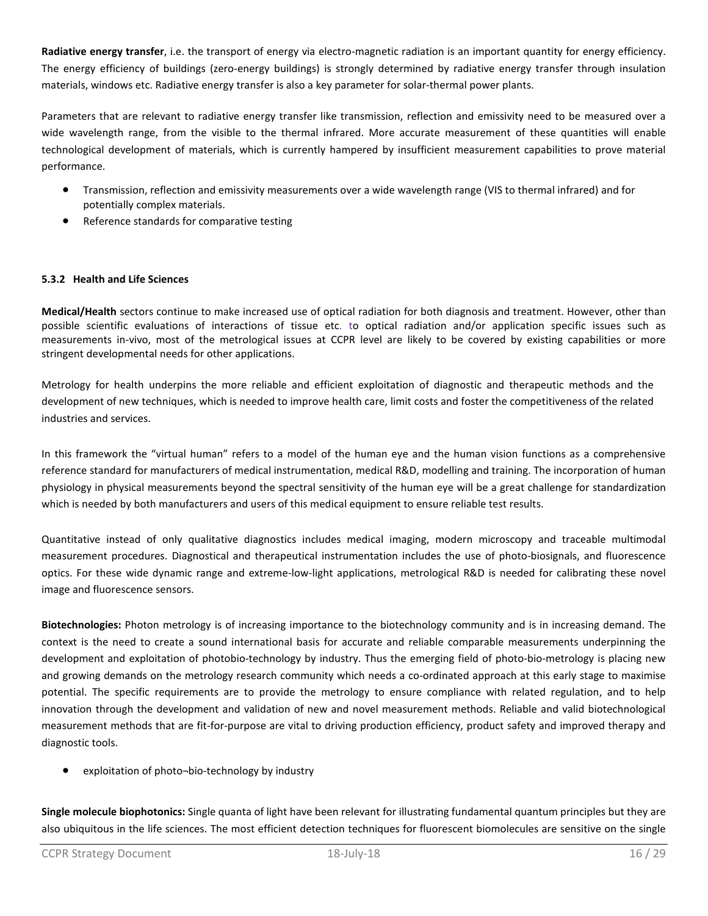**Radiative energy transfer**, i.e. the transport of energy via electro-magnetic radiation is an important quantity for energy efficiency. The energy efficiency of buildings (zero-energy buildings) is strongly determined by radiative energy transfer through insulation materials, windows etc. Radiative energy transfer is also a key parameter for solar-thermal power plants.

Parameters that are relevant to radiative energy transfer like transmission, reflection and emissivity need to be measured over a wide wavelength range, from the visible to the thermal infrared. More accurate measurement of these quantities will enable technological development of materials, which is currently hampered by insufficient measurement capabilities to prove material performance.

- Transmission, reflection and emissivity measurements over a wide wavelength range (VIS to thermal infrared) and for potentially complex materials.
- Reference standards for comparative testing

#### 5.3.2 Health and Life Sciences

**Medical/Health** sectors continue to make increased use of optical radiation for both diagnosis and treatment. However, other than possible scientific evaluations of interactions of tissue etc. to optical radiation and/or application specific issues such as measurements in-vivo, most of the metrological issues at CCPR level are likely to be covered by existing capabilities or more stringent developmental needs for other applications.

Metrology for health underpins the more reliable and efficient exploitation of diagnostic and therapeutic methods and the development of new techniques, which is needed to improve health care, limit costs and foster the competitiveness of the related industries and services.

In this framework the "virtual human" refers to a model of the human eye and the human vision functions as a comprehensive reference standard for manufacturers of medical instrumentation, medical R&D, modelling and training. The incorporation of human physiology in physical measurements beyond the spectral sensitivity of the human eye will be a great challenge for standardization which is needed by both manufacturers and users of this medical equipment to ensure reliable test results.

Quantitative instead of only qualitative diagnostics includes medical imaging, modern microscopy and traceable multimodal measurement procedures. Diagnostical and therapeutical instrumentation includes the use of photo-biosignals, and fluorescence optics. For these wide dynamic range and extreme-low-light applications, metrological R&D is needed for calibrating these novel image and fluorescence sensors.

**Biotechnologies:** Photon metrology is of increasing importance to the biotechnology community and is in increasing demand. The context is the need to create a sound international basis for accurate and reliable comparable measurements underpinning the development and exploitation of photobio-technology by industry. Thus the emerging field of photo-bio-metrology is placing new and growing demands on the metrology research community which needs a co-ordinated approach at this early stage to maximise potential. The specific requirements are to provide the metrology to ensure compliance with related regulation, and to help innovation through the development and validation of new and novel measurement methods. Reliable and valid biotechnological measurement methods that are fit-for-purpose are vital to driving production efficiency, product safety and improved therapy and diagnostic tools.

- exploitation of photo¬bio-technology by industry

**Single molecule biophotonics:** Single quanta of light have been relevant for illustrating fundamental quantum principles but they are also ubiquitous in the life sciences. The most efficient detection techniques for fluorescent biomolecules are sensitive on the single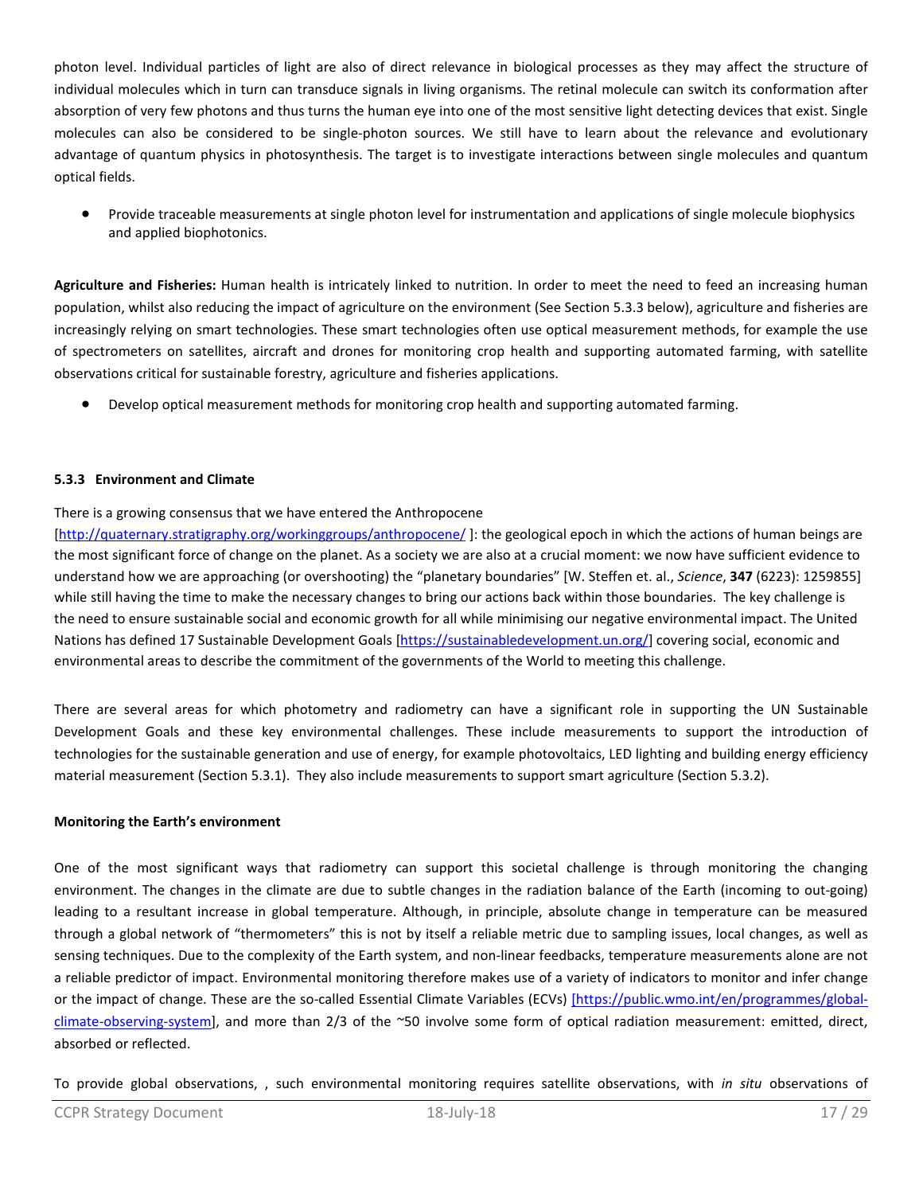photon level. Individual particles of light are also of direct relevance in biological processes as they may affect the structure of individual molecules which in turn can transduce signals in living organisms. The retinal molecule can switch its conformation after absorption of very few photons and thus turns the human eye into one of the most sensitive light detecting devices that exist. Single molecules can also be considered to be single-photon sources. We still have to learn about the relevance and evolutionary advantage of quantum physics in photosynthesis. The target is to investigate interactions between single molecules and quantum optical fields.

- Provide traceable measurements at single photon level for instrumentation and applications of single molecule biophysics and applied biophotonics.

**Agriculture and Fisheries:** Human health is intricately linked to nutrition. In order to meet the need to feed an increasing human population, whilst also reducing the impact of agriculture on the environment (See Section 5.3.3 below), agriculture and fisheries are increasingly relying on smart technologies. These smart technologies often use optical measurement methods, for example the use of spectrometers on satellites, aircraft and drones for monitoring crop health and supporting automated farming, with satellite observations critical for sustainable forestry, agriculture and fisheries applications.

- Develop optical measurement methods for monitoring crop health and supporting automated farming.

### 5.3.3 Environment and Climate

There is a growing consensus that we have entered the Anthropocene [http://quaternary.stratigraphy.org/workinggroups/anthropocene/ ]: the geological epoch in which the actions of human beings are the most significant force of change on the planet. As a society we are also at a crucial moment: we now have sufficient evidence to understand how we are approaching (or overshooting) the "planetary boundaries" [W. Steffen et. al., *Science*, **347** (6223): 1259855] while still having the time to make the necessary changes to bring our actions back within those boundaries. The key challenge is the need to ensure sustainable social and economic growth for all while minimising our negative environmental impact. The United Nations has defined 17 Sustainable Development Goals [https://sustainabledevelopment.un.org/] covering social, economic and environmental areas to describe the commitment of the governments of the World to meeting this challenge.

There are several areas for which photometry and radiometry can have a significant role in supporting the UN Sustainable Development Goals and these key environmental challenges. These include measurements to support the introduction of technologies for the sustainable generation and use of energy, for example photovoltaics, LED lighting and building energy efficiency material measurement (Section 5.3.1). They also include measurements to support smart agriculture (Section 5.3.2).

**Monitoring the Earth's environment**

One of the most significant ways that radiometry can support this societal challenge is through monitoring the changing environment. The changes in the climate are due to subtle changes in the radiation balance of the Earth (incoming to out-going) leading to a resultant increase in global temperature. Although, in principle, absolute change in temperature can be measured through a global network of "thermometers" this is not by itself a reliable metric due to sampling issues, local changes, as well as sensing techniques. Due to the complexity of the Earth system, and non-linear feedbacks, temperature measurements alone are not a reliable predictor of impact. Environmental monitoring therefore makes use of a variety of indicators to monitor and infer change or the impact of change. These are the so-called Essential Climate Variables (ECVs) [https://public.wmo.int/en/programmes/global-climate-observing-system], and more than 2/3 of the ~50 involve some form of optical radiation measurement: emitted, direct, absorbed or reflected.

To provide global observations, , such environmental monitoring requires satellite observations, with *in situ* observations of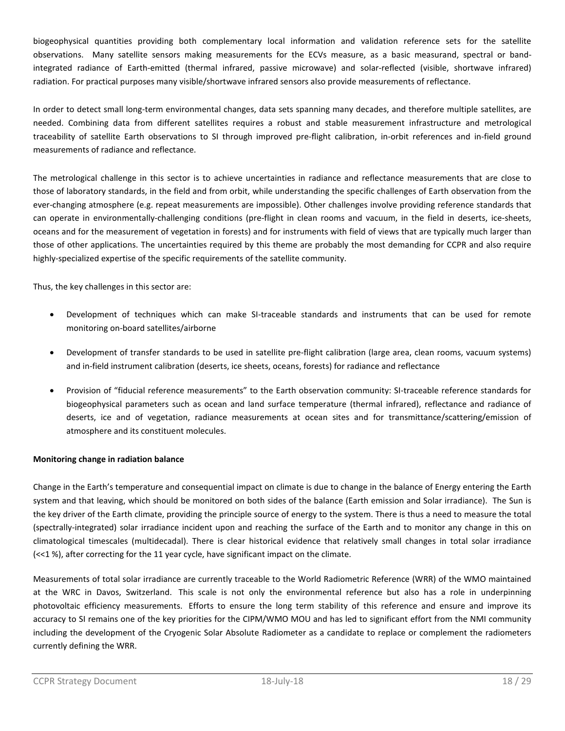biogeophysical quantities providing both complementary local information and validation reference sets for the satellite observations. Many satellite sensors making measurements for the ECVs measure, as a basic measurand, spectral or band-integrated radiance of Earth-emitted (thermal infrared, passive microwave) and solar-reflected (visible, shortwave infrared) radiation. For practical purposes many visible/shortwave infrared sensors also provide measurements of reflectance.

In order to detect small long-term environmental changes, data sets spanning many decades, and therefore multiple satellites, are needed. Combining data from different satellites requires a robust and stable measurement infrastructure and metrological traceability of satellite Earth observations to SI through improved pre-flight calibration, in-orbit references and in-field ground measurements of radiance and reflectance.

The metrological challenge in this sector is to achieve uncertainties in radiance and reflectance measurements that are close to those of laboratory standards, in the field and from orbit, while understanding the specific challenges of Earth observation from the ever-changing atmosphere (e.g. repeat measurements are impossible). Other challenges involve providing reference standards that can operate in environmentally-challenging conditions (pre-flight in clean rooms and vacuum, in the field in deserts, ice-sheets, oceans and for the measurement of vegetation in forests) and for instruments with field of views that are typically much larger than those of other applications. The uncertainties required by this theme are probably the most demanding for CCPR and also require highly-specialized expertise of the specific requirements of the satellite community.

Thus, the key challenges in this sector are:

- Development of techniques which can make SI-traceable standards and instruments that can be used for remote monitoring on-board satellites/airborne
- Development of transfer standards to be used in satellite pre-flight calibration (large area, clean rooms, vacuum systems) and in-field instrument calibration (deserts, ice sheets, oceans, forests) for radiance and reflectance
- Provision of "fiducial reference measurements" to the Earth observation community: SI-traceable reference standards for biogeophysical parameters such as ocean and land surface temperature (thermal infrared), reflectance and radiance of deserts, ice and of vegetation, radiance measurements at ocean sites and for transmittance/scattering/emission of atmosphere and its constituent molecules.

**Monitoring change in radiation balance**

Change in the Earth's temperature and consequential impact on climate is due to change in the balance of Energy entering the Earth system and that leaving, which should be monitored on both sides of the balance (Earth emission and Solar irradiance). The Sun is the key driver of the Earth climate, providing the principle source of energy to the system. There is thus a need to measure the total (spectrally-integrated) solar irradiance incident upon and reaching the surface of the Earth and to monitor any change in this on climatological timescales (multidecadal). There is clear historical evidence that relatively small changes in total solar irradiance (<<1 %), after correcting for the 11 year cycle, have significant impact on the climate.

Measurements of total solar irradiance are currently traceable to the World Radiometric Reference (WRR) of the WMO maintained at the WRC in Davos, Switzerland. This scale is not only the environmental reference but also has a role in underpinning photovoltaic efficiency measurements. Efforts to ensure the long term stability of this reference and ensure and improve its accuracy to SI remains one of the key priorities for the CIPM/WMO MOU and has led to significant effort from the NMI community including the development of the Cryogenic Solar Absolute Radiometer as a candidate to replace or complement the radiometers currently defining the WRR.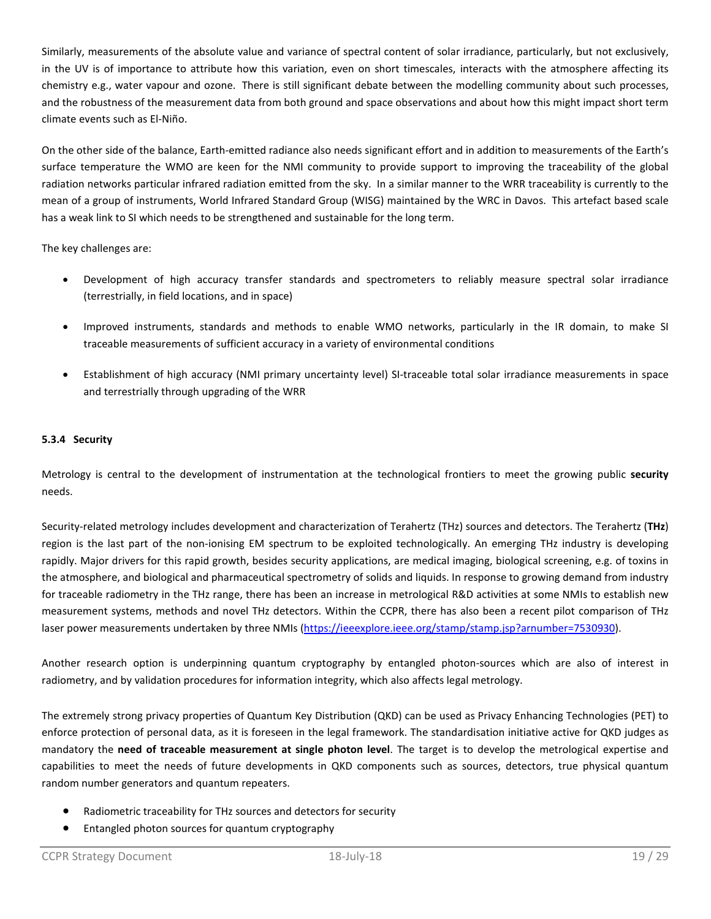Similarly, measurements of the absolute value and variance of spectral content of solar irradiance, particularly, but not exclusively, in the UV is of importance to attribute how this variation, even on short timescales, interacts with the atmosphere affecting its chemistry e.g., water vapour and ozone. There is still significant debate between the modelling community about such processes, and the robustness of the measurement data from both ground and space observations and about how this might impact short term climate events such as El-Niño.

On the other side of the balance, Earth-emitted radiance also needs significant effort and in addition to measurements of the Earth's surface temperature the WMO are keen for the NMI community to provide support to improving the traceability of the global radiation networks particular infrared radiation emitted from the sky. In a similar manner to the WRR traceability is currently to the mean of a group of instruments, World Infrared Standard Group (WISG) maintained by the WRC in Davos. This artefact based scale has a weak link to SI which needs to be strengthened and sustainable for the long term.

The key challenges are:

- Development of high accuracy transfer standards and spectrometers to reliably measure spectral solar irradiance (terrestrially, in field locations, and in space)
- Improved instruments, standards and methods to enable WMO networks, particularly in the IR domain, to make SI traceable measurements of sufficient accuracy in a variety of environmental conditions
- Establishment of high accuracy (NMI primary uncertainty level) SI-traceable total solar irradiance measurements in space and terrestrially through upgrading of the WRR

### 5.3.4 Security

Metrology is central to the development of instrumentation at the technological frontiers to meet the growing public **security** needs.

Security-related metrology includes development and characterization of Terahertz (THz) sources and detectors. The Terahertz (**THz**) region is the last part of the non-ionising EM spectrum to be exploited technologically. An emerging THz industry is developing rapidly. Major drivers for this rapid growth, besides security applications, are medical imaging, biological screening, e.g. of toxins in the atmosphere, and biological and pharmaceutical spectrometry of solids and liquids. In response to growing demand from industry for traceable radiometry in the THz range, there has been an increase in metrological R&D activities at some NMIs to establish new measurement systems, methods and novel THz detectors. Within the CCPR, there has also been a recent pilot comparison of THz laser power measurements undertaken by three NMIs (https://ieeexplore.ieee.org/stamp/stamp.jsp?arnumber=7530930).

Another research option is underpinning quantum cryptography by entangled photon-sources which are also of interest in radiometry, and by validation procedures for information integrity, which also affects legal metrology.

The extremely strong privacy properties of Quantum Key Distribution (QKD) can be used as Privacy Enhancing Technologies (PET) to enforce protection of personal data, as it is foreseen in the legal framework. The standardisation initiative active for QKD judges as mandatory the **need of traceable measurement at single photon level**. The target is to develop the metrological expertise and capabilities to meet the needs of future developments in QKD components such as sources, detectors, true physical quantum random number generators and quantum repeaters.

- Radiometric traceability for THz sources and detectors for security
- Entangled photon sources for quantum cryptography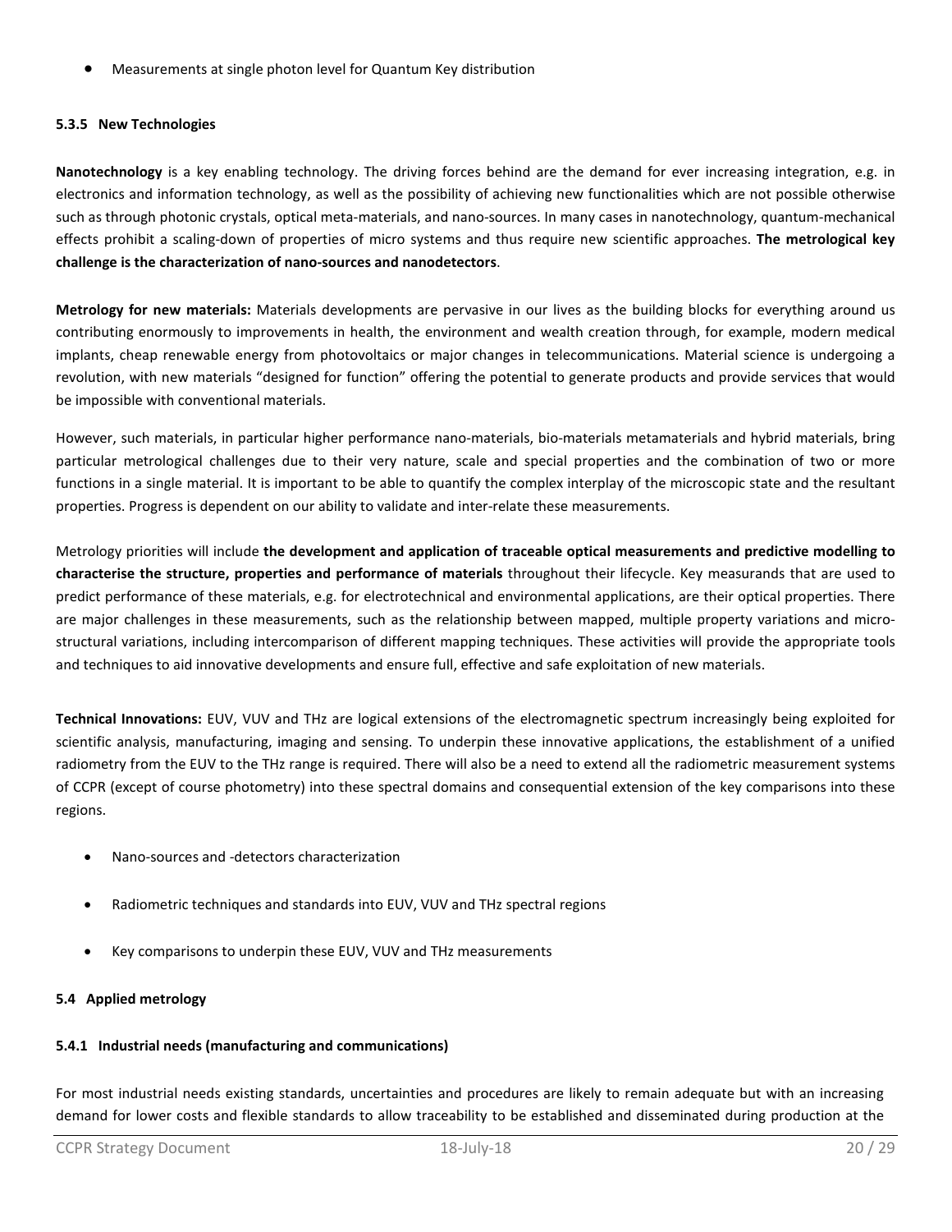- Measurements at single photon level for Quantum Key distribution

#### 5.3.5 New Technologies

**Nanotechnology** is a key enabling technology. The driving forces behind are the demand for ever increasing integration, e.g. in electronics and information technology, as well as the possibility of achieving new functionalities which are not possible otherwise such as through photonic crystals, optical meta-materials, and nano-sources. In many cases in nanotechnology, quantum-mechanical effects prohibit a scaling-down of properties of micro systems and thus require new scientific approaches. **The metrological key challenge is the characterization of nano-sources and nanodetectors**.

**Metrology for new materials:** Materials developments are pervasive in our lives as the building blocks for everything around us contributing enormously to improvements in health, the environment and wealth creation through, for example, modern medical implants, cheap renewable energy from photovoltaics or major changes in telecommunications. Material science is undergoing a revolution, with new materials "designed for function" offering the potential to generate products and provide services that would be impossible with conventional materials.

However, such materials, in particular higher performance nano-materials, bio-materials metamaterials and hybrid materials, bring particular metrological challenges due to their very nature, scale and special properties and the combination of two or more functions in a single material. It is important to be able to quantify the complex interplay of the microscopic state and the resultant properties. Progress is dependent on our ability to validate and inter-relate these measurements.

Metrology priorities will include **the development and application of traceable optical measurements and predictive modelling to characterise the structure, properties and performance of materials** throughout their lifecycle. Key measurands that are used to predict performance of these materials, e.g. for electrotechnical and environmental applications, are their optical properties. There are major challenges in these measurements, such as the relationship between mapped, multiple property variations and micro-structural variations, including intercomparison of different mapping techniques. These activities will provide the appropriate tools and techniques to aid innovative developments and ensure full, effective and safe exploitation of new materials.

**Technical Innovations:** EUV, VUV and THz are logical extensions of the electromagnetic spectrum increasingly being exploited for scientific analysis, manufacturing, imaging and sensing. To underpin these innovative applications, the establishment of a unified radiometry from the EUV to the THz range is required. There will also be a need to extend all the radiometric measurement systems of CCPR (except of course photometry) into these spectral domains and consequential extension of the key comparisons into these regions.

- Nano-sources and -detectors characterization
- Radiometric techniques and standards into EUV, VUV and THz spectral regions
- Key comparisons to underpin these EUV, VUV and THz measurements

### 5.4 Applied metrology

#### 5.4.1 Industrial needs (manufacturing and communications)

For most industrial needs existing standards, uncertainties and procedures are likely to remain adequate but with an increasing demand for lower costs and flexible standards to allow traceability to be established and disseminated during production at the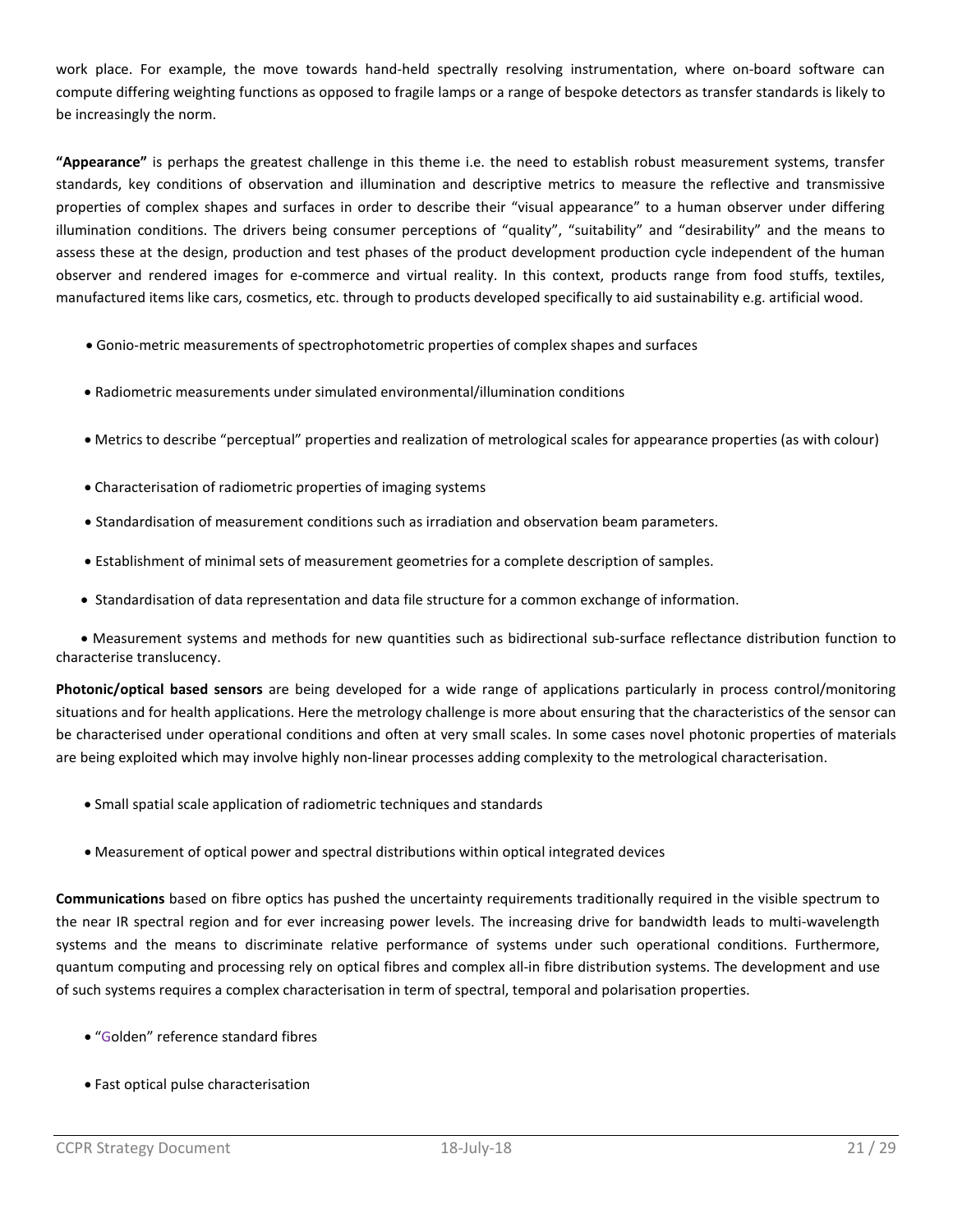work place. For example, the move towards hand-held spectrally resolving instrumentation, where on-board software can compute differing weighting functions as opposed to fragile lamps or a range of bespoke detectors as transfer standards is likely to be increasingly the norm.

**"Appearance"** is perhaps the greatest challenge in this theme i.e. the need to establish robust measurement systems, transfer standards, key conditions of observation and illumination and descriptive metrics to measure the reflective and transmissive properties of complex shapes and surfaces in order to describe their "visual appearance" to a human observer under differing illumination conditions. The drivers being consumer perceptions of "quality", "suitability" and "desirability" and the means to assess these at the design, production and test phases of the product development production cycle independent of the human observer and rendered images for e-commerce and virtual reality. In this context, products range from food stuffs, textiles, manufactured items like cars, cosmetics, etc. through to products developed specifically to aid sustainability e.g. artificial wood.

- Gonio-metric measurements of spectrophotometric properties of complex shapes and surfaces
- Radiometric measurements under simulated environmental/illumination conditions
- Metrics to describe "perceptual" properties and realization of metrological scales for appearance properties (as with colour)
- Characterisation of radiometric properties of imaging systems
- Standardisation of measurement conditions such as irradiation and observation beam parameters.
- Establishment of minimal sets of measurement geometries for a complete description of samples.
- Standardisation of data representation and data file structure for a common exchange of information.
- Measurement systems and methods for new quantities such as bidirectional sub-surface reflectance distribution function to characterise translucency.

**Photonic/optical based sensors** are being developed for a wide range of applications particularly in process control/monitoring situations and for health applications. Here the metrology challenge is more about ensuring that the characteristics of the sensor can be characterised under operational conditions and often at very small scales. In some cases novel photonic properties of materials are being exploited which may involve highly non-linear processes adding complexity to the metrological characterisation.

- Small spatial scale application of radiometric techniques and standards
- Measurement of optical power and spectral distributions within optical integrated devices

**Communications** based on fibre optics has pushed the uncertainty requirements traditionally required in the visible spectrum to the near IR spectral region and for ever increasing power levels. The increasing drive for bandwidth leads to multi-wavelength systems and the means to discriminate relative performance of systems under such operational conditions. Furthermore, quantum computing and processing rely on optical fibres and complex all-in fibre distribution systems. The development and use of such systems requires a complex characterisation in term of spectral, temporal and polarisation properties.

- "Golden" reference standard fibres
- Fast optical pulse characterisation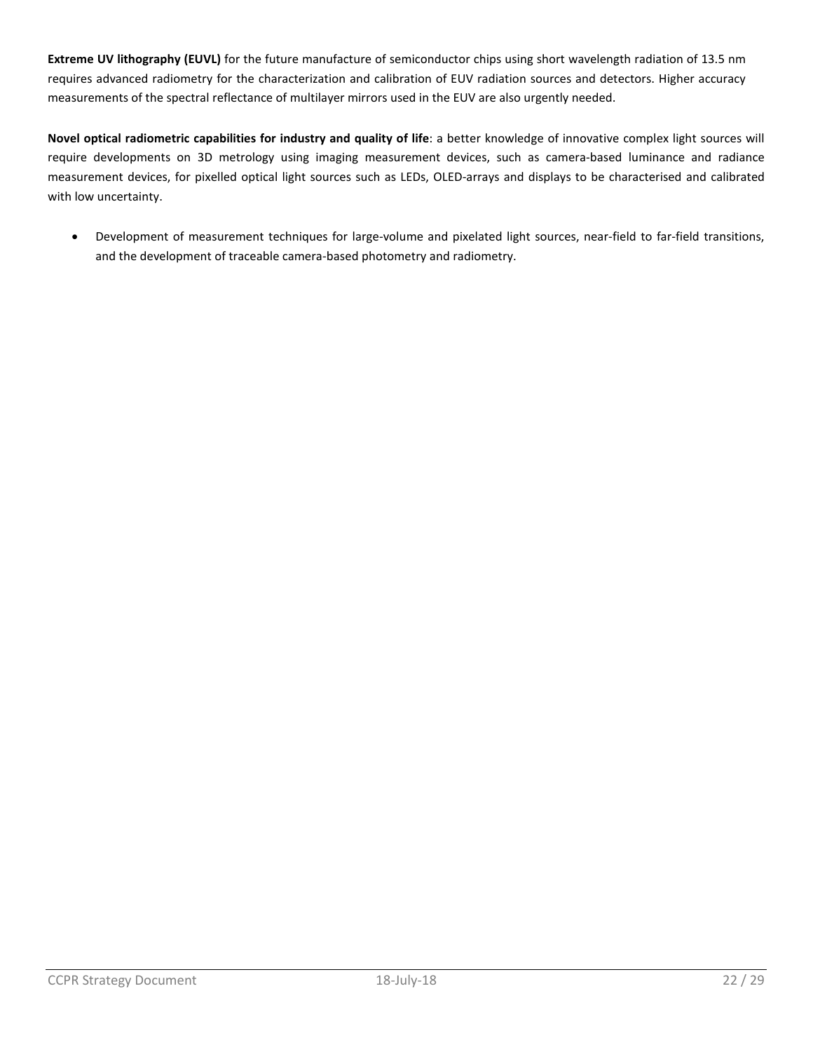**Extreme UV lithography (EUVL)** for the future manufacture of semiconductor chips using short wavelength radiation of 13.5 nm requires advanced radiometry for the characterization and calibration of EUV radiation sources and detectors. Higher accuracy measurements of the spectral reflectance of multilayer mirrors used in the EUV are also urgently needed.

**Novel optical radiometric capabilities for industry and quality of life**: a better knowledge of innovative complex light sources will require developments on 3D metrology using imaging measurement devices, such as camera-based luminance and radiance measurement devices, for pixelled optical light sources such as LEDs, OLED-arrays and displays to be characterised and calibrated with low uncertainty.

- Development of measurement techniques for large-volume and pixelated light sources, near-field to far-field transitions, and the development of traceable camera-based photometry and radiometry.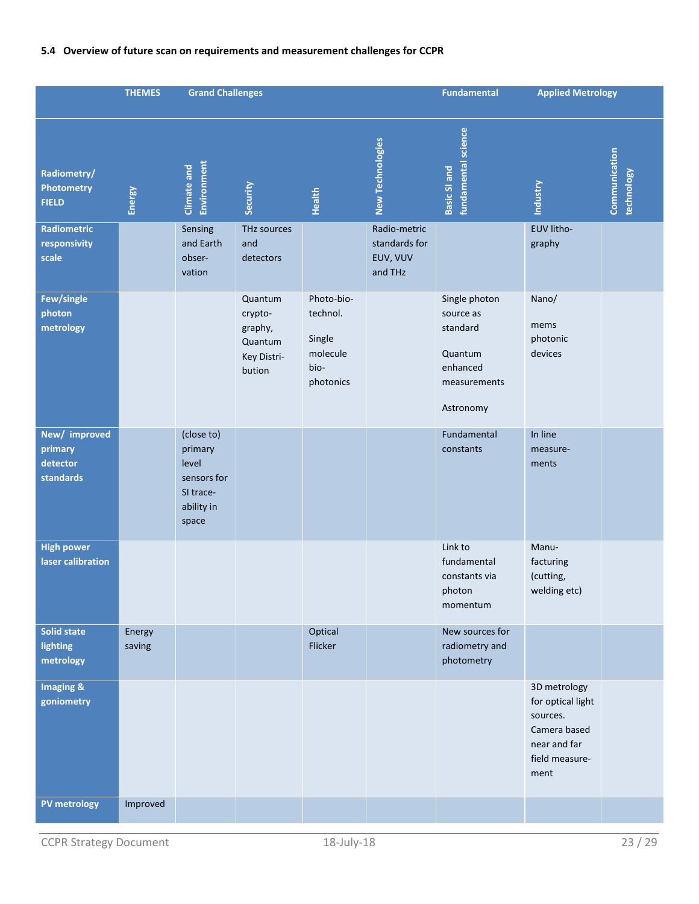### 5.4 Overview of future scan on requirements and measurement challenges for CCPR

| | THEMES | Grand Challenges | | | | Fundamental | Applied Metrology | |
|---|---|---|---|---|---|---|---|---|
| **Radiometry/ Photometry FIELD** | **Energy** | **Climate and Environment** | **Security** | **Health** | **New Technologies** | **Basic SI and fundamental science** | **Industry** | **Communication technology** |
| **Radiometric responsivity scale** | | Sensing and Earth obser-vation | THz sources and detectors | | Radio-metric standards for EUV, VUV and THz | | EUV litho-graphy | |
| **Few/single photon metrology** | | | Quantum crypto-graphy, Quantum Key Distri-bution | Photo-bio-technol. Single molecule bio-photonics | | Single photon source as standard<br>Quantum enhanced measurements<br>Astronomy | Nano/ mems photonic devices | |
| **New/ improved primary detector standards** | | (close to) primary level sensors for SI trace-ability in space | | | | Fundamental constants | In line measure-ments | |
| **High power laser calibration** | | | | | | Link to fundamental constants via photon momentum | Manu-facturing (cutting, welding etc) | |
| **Solid state lighting metrology** | Energy saving | | | Optical Flicker | | New sources for radiometry and photometry | | |
| **Imaging & goniometry** | | | | | | | 3D metrology for optical light sources. Camera based near and far field measure-ment | |
| **PV metrology** | Improved | | | | | | | |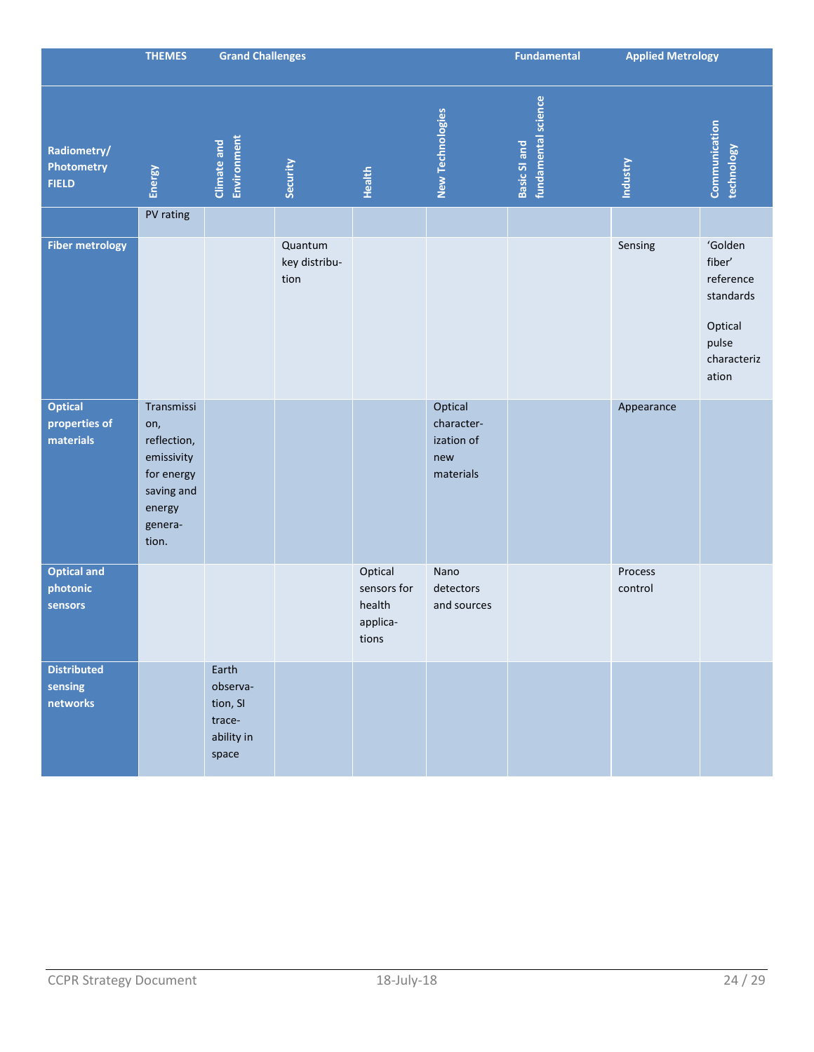| | THEMES | Grand Challenges | | | | Fundamental | Applied Metrology | |
|---|---|---|---|---|---|---|---|---|
| Radiometry/ Photometry FIELD | Energy | Climate and Environment | Security | Health | New Technologies | Basic SI and fundamental science | Industry | Communication technology |
| | PV rating | | | | | | | |
| **Fiber metrology** | | | Quantum key distribution | | | | Sensing | 'Golden fiber' reference standards<br><br>Optical pulse characterization |
| **Optical properties of materials** | Transmission, reflection, emissivity for energy saving and energy generation. | | | | Optical characterization of new materials | | Appearance | |
| **Optical and photonic sensors** | | | | Optical sensors for health applications | Nano detectors and sources | | Process control | |
| **Distributed sensing networks** | | Earth observation, SI traceability in space | | | | | | |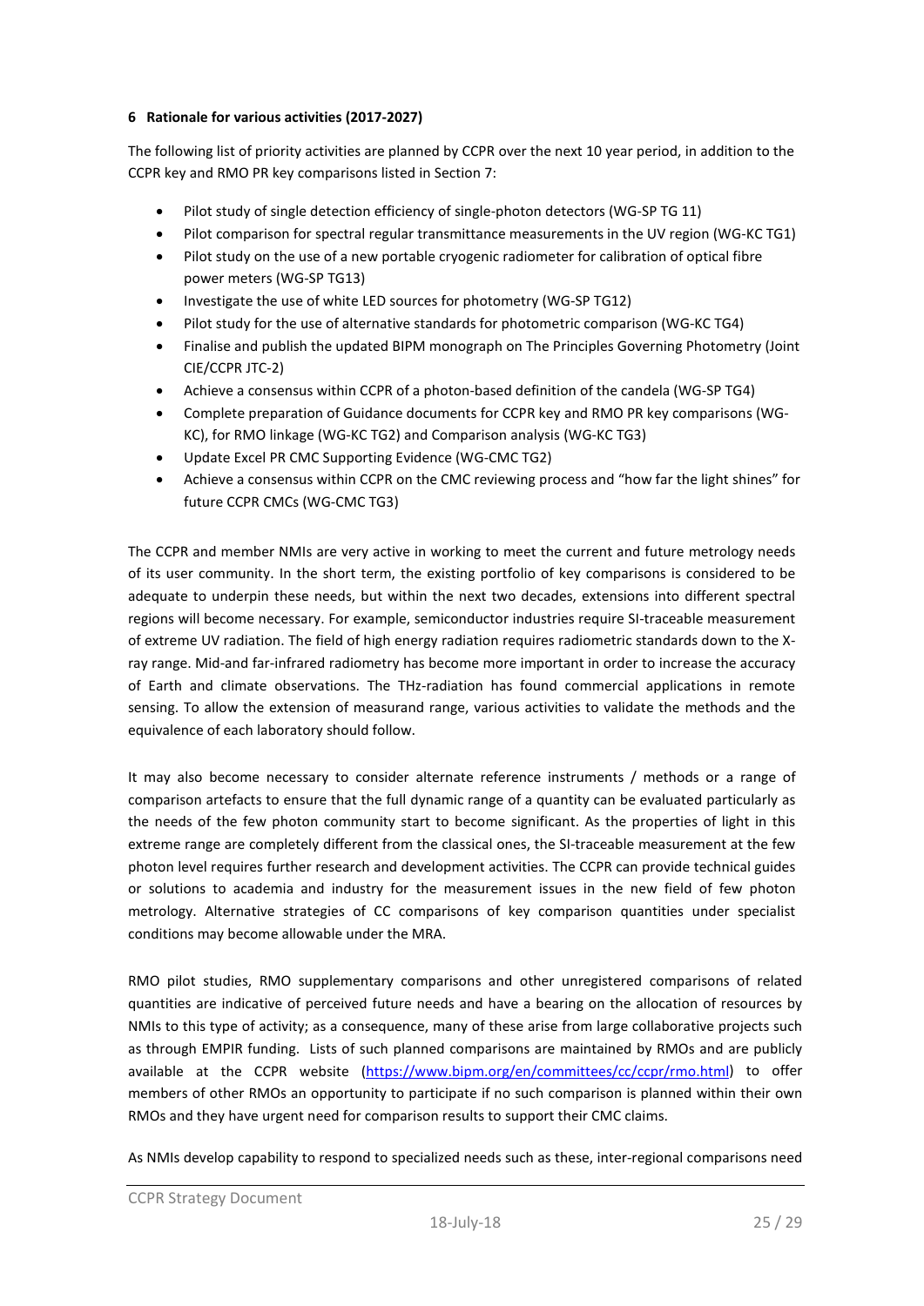## 6 Rationale for various activities (2017-2027)

The following list of priority activities are planned by CCPR over the next 10 year period, in addition to the CCPR key and RMO PR key comparisons listed in Section 7:

- Pilot study of single detection efficiency of single-photon detectors (WG-SP TG 11)
- Pilot comparison for spectral regular transmittance measurements in the UV region (WG-KC TG1)
- Pilot study on the use of a new portable cryogenic radiometer for calibration of optical fibre power meters (WG-SP TG13)
- Investigate the use of white LED sources for photometry (WG-SP TG12)
- Pilot study for the use of alternative standards for photometric comparison (WG-KC TG4)
- Finalise and publish the updated BIPM monograph on The Principles Governing Photometry (Joint CIE/CCPR JTC-2)
- Achieve a consensus within CCPR of a photon-based definition of the candela (WG-SP TG4)
- Complete preparation of Guidance documents for CCPR key and RMO PR key comparisons (WG-KC), for RMO linkage (WG-KC TG2) and Comparison analysis (WG-KC TG3)
- Update Excel PR CMC Supporting Evidence (WG-CMC TG2)
- Achieve a consensus within CCPR on the CMC reviewing process and "how far the light shines" for future CCPR CMCs (WG-CMC TG3)

The CCPR and member NMIs are very active in working to meet the current and future metrology needs of its user community. In the short term, the existing portfolio of key comparisons is considered to be adequate to underpin these needs, but within the next two decades, extensions into different spectral regions will become necessary. For example, semiconductor industries require SI-traceable measurement of extreme UV radiation. The field of high energy radiation requires radiometric standards down to the X-ray range. Mid-and far-infrared radiometry has become more important in order to increase the accuracy of Earth and climate observations. The THz-radiation has found commercial applications in remote sensing. To allow the extension of measurand range, various activities to validate the methods and the equivalence of each laboratory should follow.

It may also become necessary to consider alternate reference instruments / methods or a range of comparison artefacts to ensure that the full dynamic range of a quantity can be evaluated particularly as the needs of the few photon community start to become significant. As the properties of light in this extreme range are completely different from the classical ones, the SI-traceable measurement at the few photon level requires further research and development activities. The CCPR can provide technical guides or solutions to academia and industry for the measurement issues in the new field of few photon metrology. Alternative strategies of CC comparisons of key comparison quantities under specialist conditions may become allowable under the MRA.

RMO pilot studies, RMO supplementary comparisons and other unregistered comparisons of related quantities are indicative of perceived future needs and have a bearing on the allocation of resources by NMIs to this type of activity; as a consequence, many of these arise from large collaborative projects such as through EMPIR funding. Lists of such planned comparisons are maintained by RMOs and are publicly available at the CCPR website (https://www.bipm.org/en/committees/cc/ccpr/rmo.html) to offer members of other RMOs an opportunity to participate if no such comparison is planned within their own RMOs and they have urgent need for comparison results to support their CMC claims.

As NMIs develop capability to respond to specialized needs such as these, inter-regional comparisons need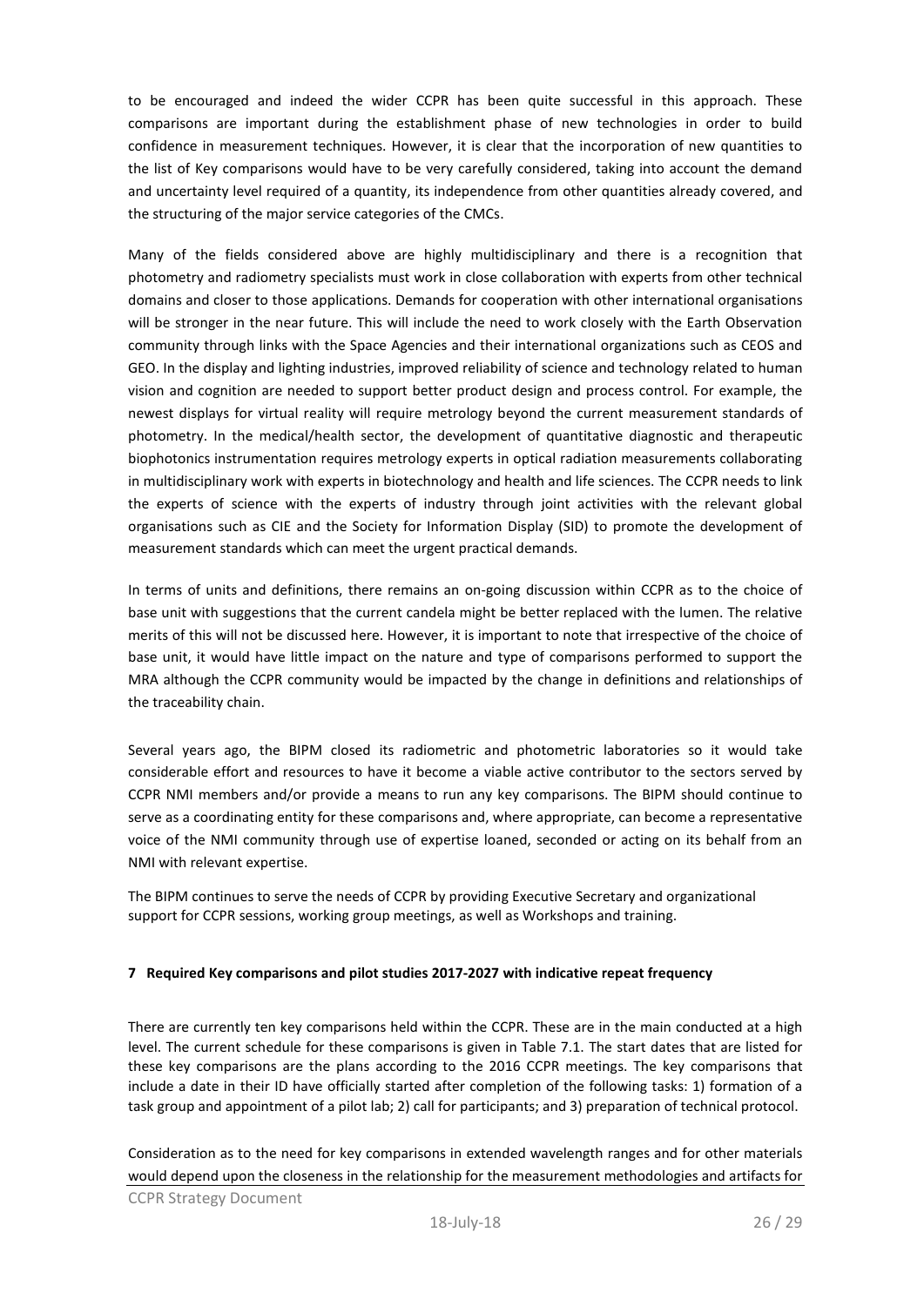to be encouraged and indeed the wider CCPR has been quite successful in this approach. These comparisons are important during the establishment phase of new technologies in order to build confidence in measurement techniques. However, it is clear that the incorporation of new quantities to the list of Key comparisons would have to be very carefully considered, taking into account the demand and uncertainty level required of a quantity, its independence from other quantities already covered, and the structuring of the major service categories of the CMCs.

Many of the fields considered above are highly multidisciplinary and there is a recognition that photometry and radiometry specialists must work in close collaboration with experts from other technical domains and closer to those applications. Demands for cooperation with other international organisations will be stronger in the near future. This will include the need to work closely with the Earth Observation community through links with the Space Agencies and their international organizations such as CEOS and GEO. In the display and lighting industries, improved reliability of science and technology related to human vision and cognition are needed to support better product design and process control. For example, the newest displays for virtual reality will require metrology beyond the current measurement standards of photometry. In the medical/health sector, the development of quantitative diagnostic and therapeutic biophotonics instrumentation requires metrology experts in optical radiation measurements collaborating in multidisciplinary work with experts in biotechnology and health and life sciences. The CCPR needs to link the experts of science with the experts of industry through joint activities with the relevant global organisations such as CIE and the Society for Information Display (SID) to promote the development of measurement standards which can meet the urgent practical demands.

In terms of units and definitions, there remains an on-going discussion within CCPR as to the choice of base unit with suggestions that the current candela might be better replaced with the lumen. The relative merits of this will not be discussed here. However, it is important to note that irrespective of the choice of base unit, it would have little impact on the nature and type of comparisons performed to support the MRA although the CCPR community would be impacted by the change in definitions and relationships of the traceability chain.

Several years ago, the BIPM closed its radiometric and photometric laboratories so it would take considerable effort and resources to have it become a viable active contributor to the sectors served by CCPR NMI members and/or provide a means to run any key comparisons. The BIPM should continue to serve as a coordinating entity for these comparisons and, where appropriate, can become a representative voice of the NMI community through use of expertise loaned, seconded or acting on its behalf from an NMI with relevant expertise.

The BIPM continues to serve the needs of CCPR by providing Executive Secretary and organizational support for CCPR sessions, working group meetings, as well as Workshops and training.

## 7 Required Key comparisons and pilot studies 2017-2027 with indicative repeat frequency

There are currently ten key comparisons held within the CCPR. These are in the main conducted at a high level. The current schedule for these comparisons is given in Table 7.1. The start dates that are listed for these key comparisons are the plans according to the 2016 CCPR meetings. The key comparisons that include a date in their ID have officially started after completion of the following tasks: 1) formation of a task group and appointment of a pilot lab; 2) call for participants; and 3) preparation of technical protocol.

Consideration as to the need for key comparisons in extended wavelength ranges and for other materials would depend upon the closeness in the relationship for the measurement methodologies and artifacts for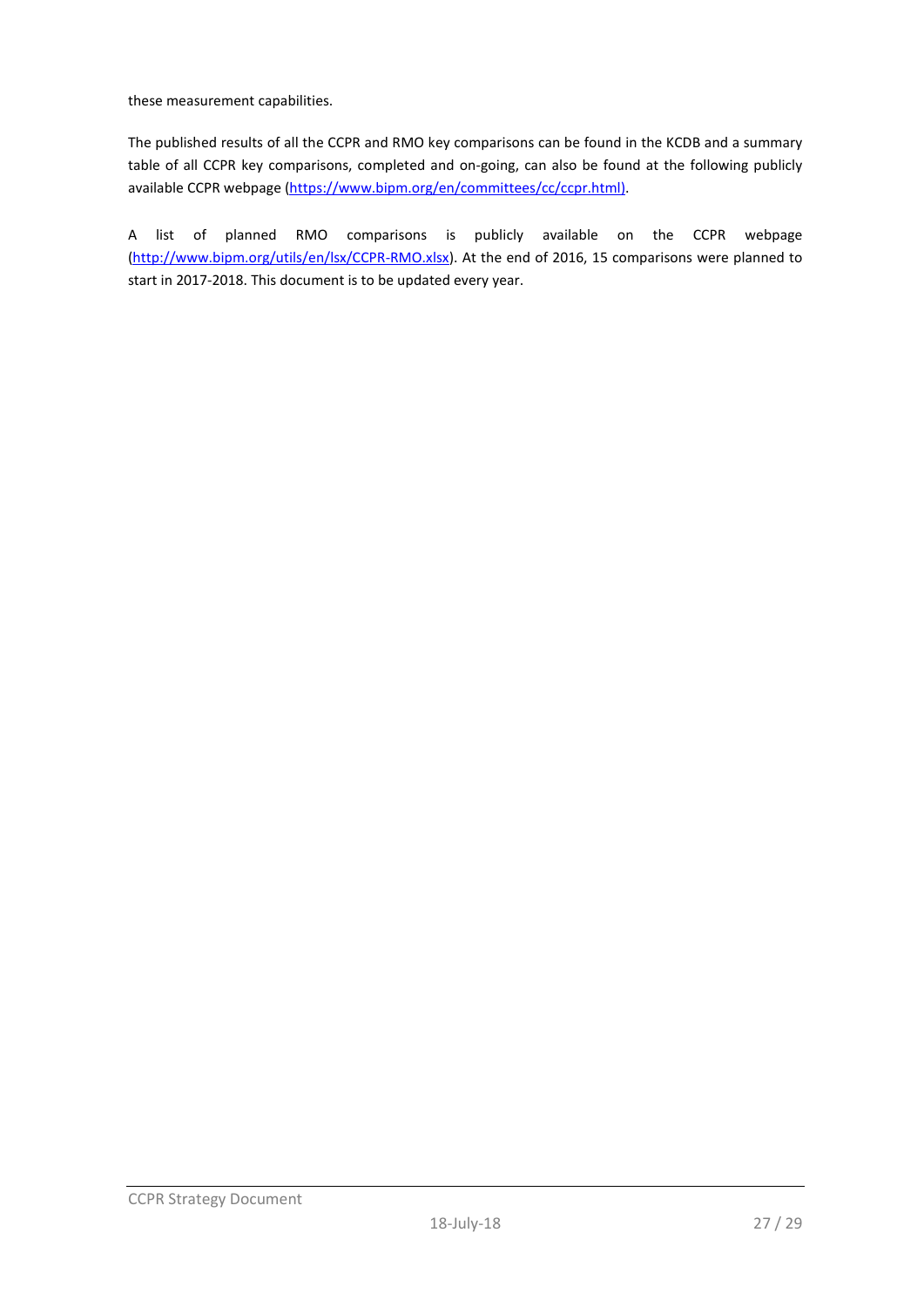these measurement capabilities.

The published results of all the CCPR and RMO key comparisons can be found in the KCDB and a summary table of all CCPR key comparisons, completed and on-going, can also be found at the following publicly available CCPR webpage (https://www.bipm.org/en/committees/cc/ccpr.html).

A list of planned RMO comparisons is publicly available on the CCPR webpage (http://www.bipm.org/utils/en/lsx/CCPR-RMO.xlsx). At the end of 2016, 15 comparisons were planned to start in 2017-2018. This document is to be updated every year.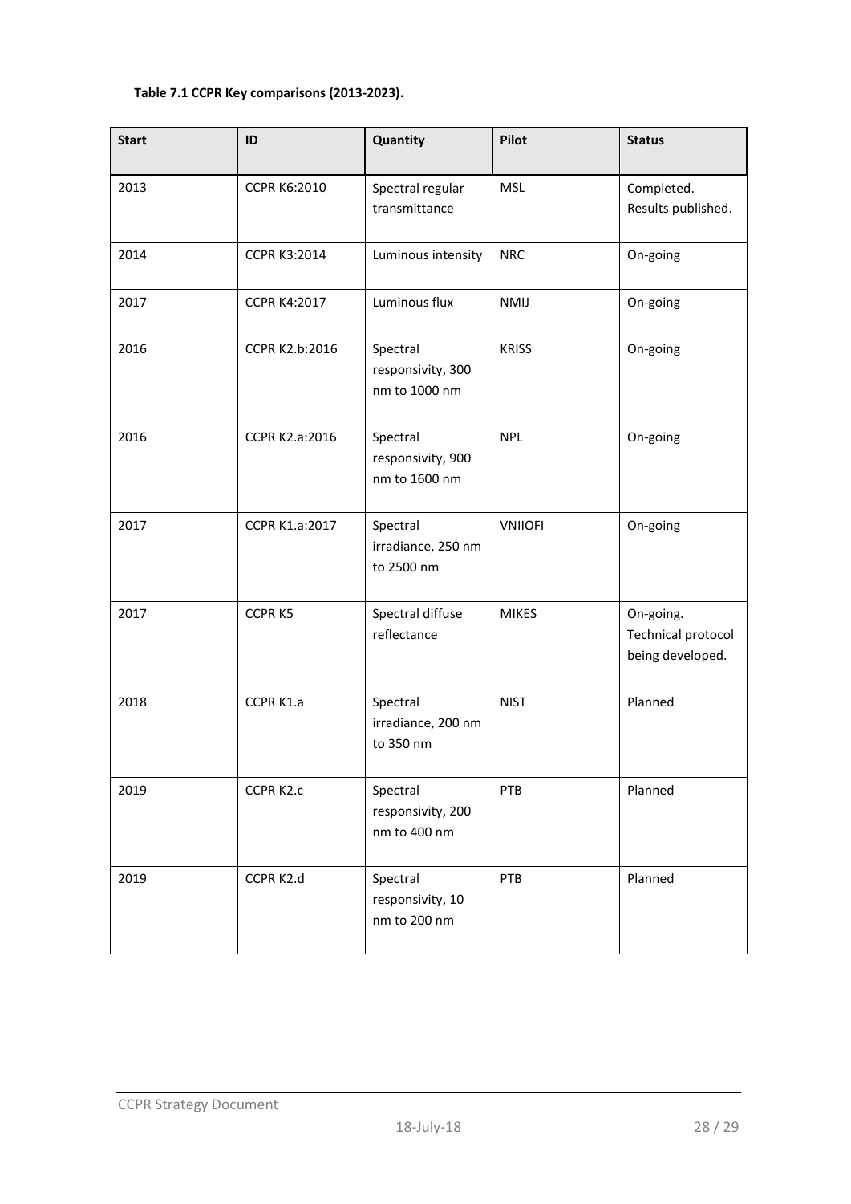**Table 7.1 CCPR Key comparisons (2013-2023).**

| Start | ID | Quantity | Pilot | Status |
|---|---|---|---|---|
| 2013 | CCPR K6:2010 | Spectral regular transmittance | MSL | Completed. Results published. |
| 2014 | CCPR K3:2014 | Luminous intensity | NRC | On-going |
| 2017 | CCPR K4:2017 | Luminous flux | NMIJ | On-going |
| 2016 | CCPR K2.b:2016 | Spectral responsivity, 300 nm to 1000 nm | KRISS | On-going |
| 2016 | CCPR K2.a:2016 | Spectral responsivity, 900 nm to 1600 nm | NPL | On-going |
| 2017 | CCPR K1.a:2017 | Spectral irradiance, 250 nm to 2500 nm | VNIIOFI | On-going |
| 2017 | CCPR K5 | Spectral diffuse reflectance | MIKES | On-going. Technical protocol being developed. |
| 2018 | CCPR K1.a | Spectral irradiance, 200 nm to 350 nm | NIST | Planned |
| 2019 | CCPR K2.c | Spectral responsivity, 200 nm to 400 nm | PTB | Planned |
| 2019 | CCPR K2.d | Spectral responsivity, 10 nm to 200 nm | PTB | Planned |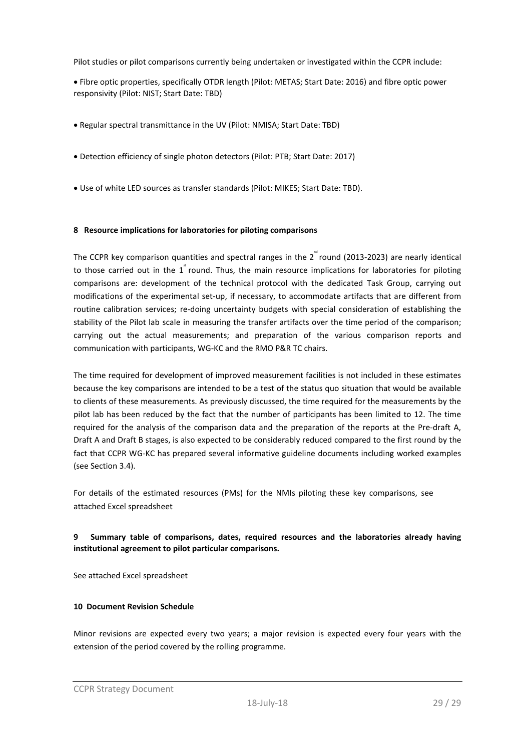Pilot studies or pilot comparisons currently being undertaken or investigated within the CCPR include:

- Fibre optic properties, specifically OTDR length (Pilot: METAS; Start Date: 2016) and fibre optic power responsivity (Pilot: NIST; Start Date: TBD)
- Regular spectral transmittance in the UV (Pilot: NMISA; Start Date: TBD)
- Detection efficiency of single photon detectors (Pilot: PTB; Start Date: 2017)
- Use of white LED sources as transfer standards (Pilot: MIKES; Start Date: TBD).

## 8 Resource implications for laboratories for piloting comparisons

The CCPR key comparison quantities and spectral ranges in the 2nd round (2013-2023) are nearly identical to those carried out in the 1st round. Thus, the main resource implications for laboratories for piloting comparisons are: development of the technical protocol with the dedicated Task Group, carrying out modifications of the experimental set-up, if necessary, to accommodate artifacts that are different from routine calibration services; re-doing uncertainty budgets with special consideration of establishing the stability of the Pilot lab scale in measuring the transfer artifacts over the time period of the comparison; carrying out the actual measurements; and preparation of the various comparison reports and communication with participants, WG-KC and the RMO P&R TC chairs.

The time required for development of improved measurement facilities is not included in these estimates because the key comparisons are intended to be a test of the status quo situation that would be available to clients of these measurements. As previously discussed, the time required for the measurements by the pilot lab has been reduced by the fact that the number of participants has been limited to 12. The time required for the analysis of the comparison data and the preparation of the reports at the Pre-draft A, Draft A and Draft B stages, is also expected to be considerably reduced compared to the first round by the fact that CCPR WG-KC has prepared several informative guideline documents including worked examples (see Section 3.4).

For details of the estimated resources (PMs) for the NMIs piloting these key comparisons, see attached Excel spreadsheet

## 9 Summary table of comparisons, dates, required resources and the laboratories already having institutional agreement to pilot particular comparisons.

See attached Excel spreadsheet

## 10 Document Revision Schedule

Minor revisions are expected every two years; a major revision is expected every four years with the extension of the period covered by the rolling programme.